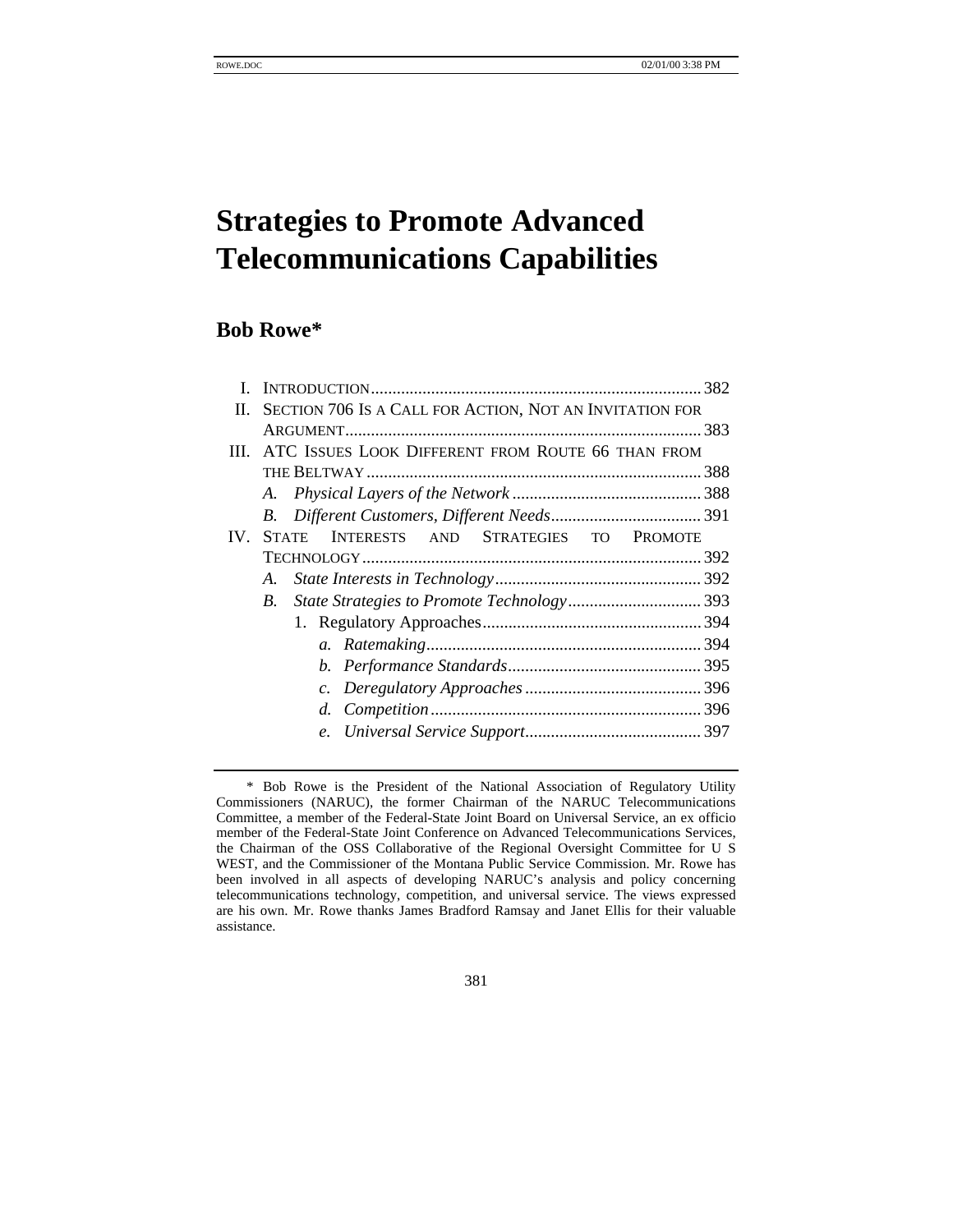# Strategies to Promote Advanced Telecommunications Capabilities

## Bob Rowe*

- I. INTRODUCTION ............ 382
- II. SECTION 706 IS A CALL FOR ACTION, NOT AN INVITATION FOR ARGUMENT ............ 383
- III. ATC ISSUES LOOK DIFFERENT FROM ROUTE 66 THAN FROM THE BELTWAY ............ 388
  - *A. Physical Layers of the Network* ............ 388
  - *B. Different Customers, Different Needs* ............ 391
- IV. STATE INTERESTS AND STRATEGIES TO PROMOTE TECHNOLOGY ............ 392
  - *A. State Interests in Technology* ............ 392
  - *B. State Strategies to Promote Technology* ............ 393
    - 1. Regulatory Approaches ............ 394
      - *a. Ratemaking* ............ 394
      - *b. Performance Standards* ............ 395
      - *c. Deregulatory Approaches* ............ 396
      - *d. Competition* ............ 396
      - *e. Universal Service Support* ............ 397

---

\* Bob Rowe is the President of the National Association of Regulatory Utility Commissioners (NARUC), the former Chairman of the NARUC Telecommunications Committee, a member of the Federal-State Joint Board on Universal Service, an ex officio member of the Federal-State Joint Conference on Advanced Telecommunications Services, the Chairman of the OSS Collaborative of the Regional Oversight Committee for U S WEST, and the Commissioner of the Montana Public Service Commission. Mr. Rowe has been involved in all aspects of developing NARUC's analysis and policy concerning telecommunications technology, competition, and universal service. The views expressed are his own. Mr. Rowe thanks James Bradford Ramsay and Janet Ellis for their valuable assistance.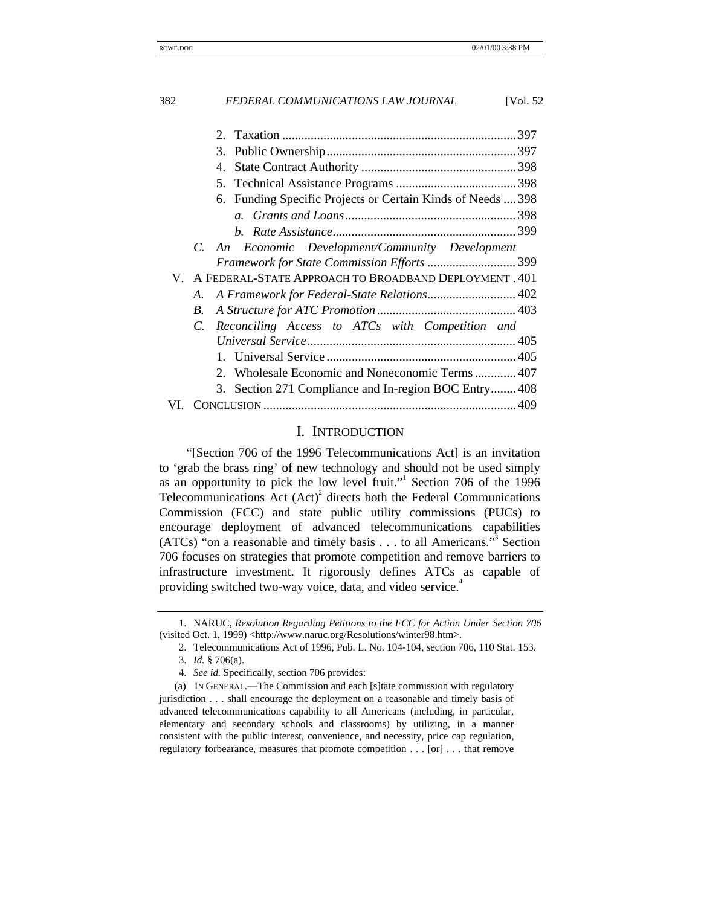2. Taxation ..... 397
3. Public Ownership ..... 397
4. State Contract Authority ..... 398
5. Technical Assistance Programs ..... 398
6. Funding Specific Projects or Certain Kinds of Needs ..... 398
   a. *Grants and Loans* ..... 398
   b. *Rate Assistance* ..... 399

C. *An Economic Development/Community Development Framework for State Commission Efforts* ..... 399

V. A FEDERAL-STATE APPROACH TO BROADBAND DEPLOYMENT ..... 401

A. *A Framework for Federal-State Relations* ..... 402
B. *A Structure for ATC Promotion* ..... 403
C. *Reconciling Access to ATCs with Competition and Universal Service* ..... 405
1. Universal Service ..... 405
2. Wholesale Economic and Noneconomic Terms ..... 407
3. Section 271 Compliance and In-region BOC Entry ..... 408

VI. CONCLUSION ..... 409

## I. INTRODUCTION

"[Section 706 of the 1996 Telecommunications Act] is an invitation to 'grab the brass ring' of new technology and should not be used simply as an opportunity to pick the low level fruit."[1] Section 706 of the 1996 Telecommunications Act (Act)[2] directs both the Federal Communications Commission (FCC) and state public utility commissions (PUCs) to encourage deployment of advanced telecommunications capabilities (ATCs) "on a reasonable and timely basis . . . to all Americans."[3] Section 706 focuses on strategies that promote competition and remove barriers to infrastructure investment. It rigorously defines ATCs as capable of providing switched two-way voice, data, and video service.[4]

---

1. NARUC, *Resolution Regarding Petitions to the FCC for Action Under Section 706* (visited Oct. 1, 1999) <http://www.naruc.org/Resolutions/winter98.htm>.

2. Telecommunications Act of 1996, Pub. L. No. 104-104, section 706, 110 Stat. 153.

3. *Id.* § 706(a).

4. *See id.* Specifically, section 706 provides:

(a) IN GENERAL.—The Commission and each [s]tate commission with regulatory jurisdiction . . . shall encourage the deployment on a reasonable and timely basis of advanced telecommunications capability to all Americans (including, in particular, elementary and secondary schools and classrooms) by utilizing, in a manner consistent with the public interest, convenience, and necessity, price cap regulation, regulatory forbearance, measures that promote competition . . . [or] . . . that remove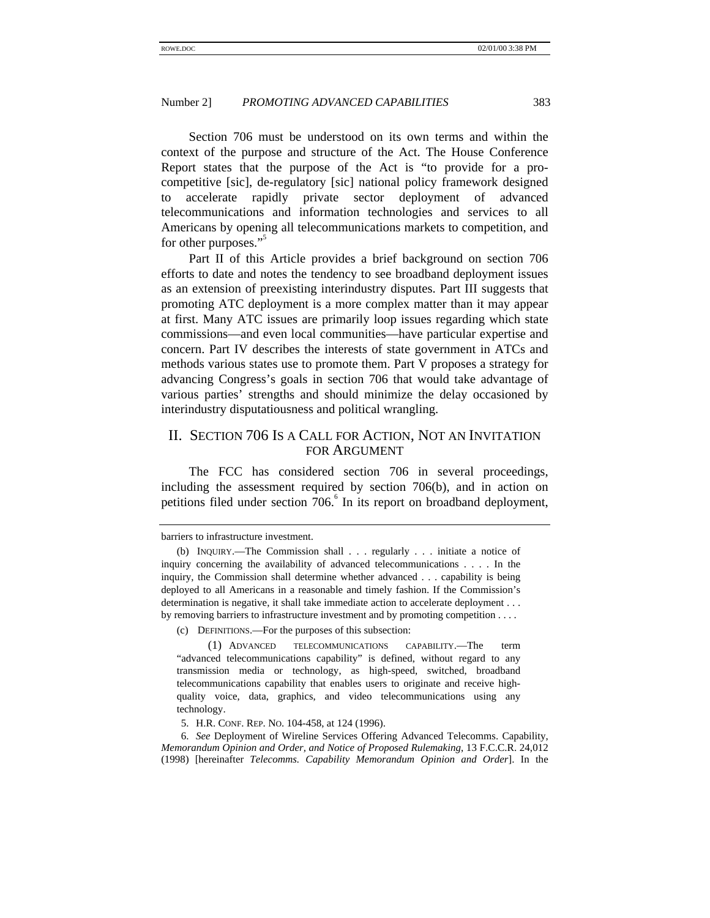Section 706 must be understood on its own terms and within the context of the purpose and structure of the Act. The House Conference Report states that the purpose of the Act is "to provide for a pro-competitive [sic], de-regulatory [sic] national policy framework designed to accelerate rapidly private sector deployment of advanced telecommunications and information technologies and services to all Americans by opening all telecommunications markets to competition, and for other purposes."[5]

Part II of this Article provides a brief background on section 706 efforts to date and notes the tendency to see broadband deployment issues as an extension of preexisting interindustry disputes. Part III suggests that promoting ATC deployment is a more complex matter than it may appear at first. Many ATC issues are primarily loop issues regarding which state commissions—and even local communities—have particular expertise and concern. Part IV describes the interests of state government in ATCs and methods various states use to promote them. Part V proposes a strategy for advancing Congress's goals in section 706 that would take advantage of various parties' strengths and should minimize the delay occasioned by interindustry disputatiousness and political wrangling.

## II. SECTION 706 IS A CALL FOR ACTION, NOT AN INVITATION FOR ARGUMENT

The FCC has considered section 706 in several proceedings, including the assessment required by section 706(b), and in action on petitions filed under section 706.[6] In its report on broadband deployment,

---

barriers to infrastructure investment.

(b) INQUIRY.—The Commission shall . . . regularly . . . initiate a notice of inquiry concerning the availability of advanced telecommunications . . . . In the inquiry, the Commission shall determine whether advanced . . . capability is being deployed to all Americans in a reasonable and timely fashion. If the Commission's determination is negative, it shall take immediate action to accelerate deployment . . . by removing barriers to infrastructure investment and by promoting competition . . . .

(c) DEFINITIONS.—For the purposes of this subsection:

(1) ADVANCED TELECOMMUNICATIONS CAPABILITY.—The term "advanced telecommunications capability" is defined, without regard to any transmission media or technology, as high-speed, switched, broadband telecommunications capability that enables users to originate and receive high-quality voice, data, graphics, and video telecommunications using any technology.

5. H.R. CONF. REP. NO. 104-458, at 124 (1996).

6. *See* Deployment of Wireline Services Offering Advanced Telecomms. Capability, *Memorandum Opinion and Order, and Notice of Proposed Rulemaking*, 13 F.C.C.R. 24,012 (1998) [hereinafter *Telecomms. Capability Memorandum Opinion and Order*]. In the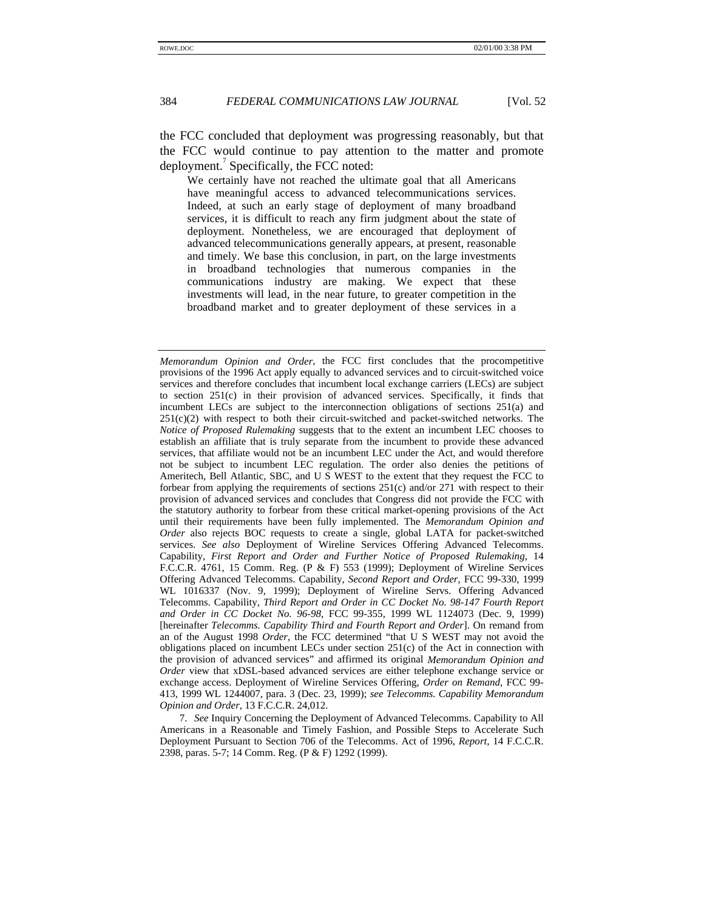the FCC concluded that deployment was progressing reasonably, but that the FCC would continue to pay attention to the matter and promote deployment.[7] Specifically, the FCC noted:

> We certainly have not reached the ultimate goal that all Americans have meaningful access to advanced telecommunications services. Indeed, at such an early stage of deployment of many broadband services, it is difficult to reach any firm judgment about the state of deployment. Nonetheless, we are encouraged that deployment of advanced telecommunications generally appears, at present, reasonable and timely. We base this conclusion, in part, on the large investments in broadband technologies that numerous companies in the communications industry are making. We expect that these investments will lead, in the near future, to greater competition in the broadband market and to greater deployment of these services in a

---

*Memorandum Opinion and Order*, the FCC first concludes that the procompetitive provisions of the 1996 Act apply equally to advanced services and to circuit-switched voice services and therefore concludes that incumbent local exchange carriers (LECs) are subject to section 251(c) in their provision of advanced services. Specifically, it finds that incumbent LECs are subject to the interconnection obligations of sections 251(a) and 251(c)(2) with respect to both their circuit-switched and packet-switched networks. The *Notice of Proposed Rulemaking* suggests that to the extent an incumbent LEC chooses to establish an affiliate that is truly separate from the incumbent to provide these advanced services, that affiliate would not be an incumbent LEC under the Act, and would therefore not be subject to incumbent LEC regulation. The order also denies the petitions of Ameritech, Bell Atlantic, SBC, and U S WEST to the extent that they request the FCC to forbear from applying the requirements of sections 251(c) and/or 271 with respect to their provision of advanced services and concludes that Congress did not provide the FCC with the statutory authority to forbear from these critical market-opening provisions of the Act until their requirements have been fully implemented. The *Memorandum Opinion and Order* also rejects BOC requests to create a single, global LATA for packet-switched services. *See also* Deployment of Wireline Services Offering Advanced Telecomms. Capability, *First Report and Order and Further Notice of Proposed Rulemaking*, 14 F.C.C.R. 4761, 15 Comm. Reg. (P & F) 553 (1999); Deployment of Wireline Services Offering Advanced Telecomms. Capability, *Second Report and Order*, FCC 99-330, 1999 WL 1016337 (Nov. 9, 1999); Deployment of Wireline Servs. Offering Advanced Telecomms. Capability, *Third Report and Order in CC Docket No. 98-147 Fourth Report and Order in CC Docket No. 96-98*, FCC 99-355, 1999 WL 1124073 (Dec. 9, 1999) [hereinafter *Telecomms. Capability Third and Fourth Report and Order*]. On remand from an of the August 1998 *Order*, the FCC determined "that U S WEST may not avoid the obligations placed on incumbent LECs under section 251(c) of the Act in connection with the provision of advanced services" and affirmed its original *Memorandum Opinion and Order* view that xDSL-based advanced services are either telephone exchange service or exchange access. Deployment of Wireline Services Offering, *Order on Remand*, FCC 99-413, 1999 WL 1244007, para. 3 (Dec. 23, 1999); *see Telecomms. Capability Memorandum Opinion and Order*, 13 F.C.C.R. 24,012.

7. *See* Inquiry Concerning the Deployment of Advanced Telecomms. Capability to All Americans in a Reasonable and Timely Fashion, and Possible Steps to Accelerate Such Deployment Pursuant to Section 706 of the Telecomms. Act of 1996, *Report*, 14 F.C.C.R. 2398, paras. 5-7; 14 Comm. Reg. (P & F) 1292 (1999).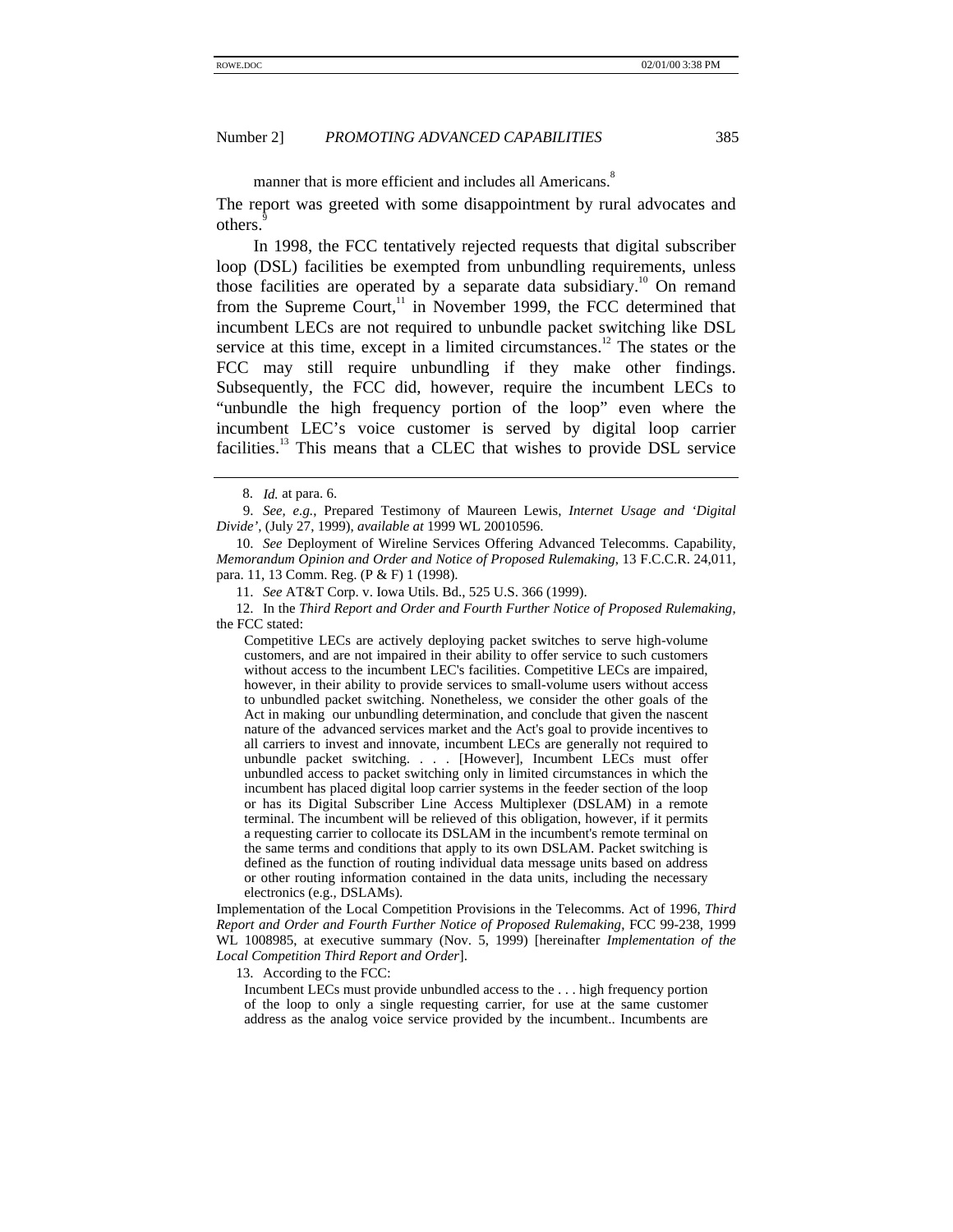manner that is more efficient and includes all Americans.[8]

The report was greeted with some disappointment by rural advocates and others.[9]

In 1998, the FCC tentatively rejected requests that digital subscriber loop (DSL) facilities be exempted from unbundling requirements, unless those facilities are operated by a separate data subsidiary.[10] On remand from the Supreme Court,[11] in November 1999, the FCC determined that incumbent LECs are not required to unbundle packet switching like DSL service at this time, except in a limited circumstances.[12] The states or the FCC may still require unbundling if they make other findings. Subsequently, the FCC did, however, require the incumbent LECs to "unbundle the high frequency portion of the loop" even where the incumbent LEC's voice customer is served by digital loop carrier facilities.[13] This means that a CLEC that wishes to provide DSL service

---

8. *Id.* at para. 6.

9. *See, e.g.*, Prepared Testimony of Maureen Lewis, *Internet Usage and 'Digital Divide'*, (July 27, 1999), *available at* 1999 WL 20010596.

10. *See* Deployment of Wireline Services Offering Advanced Telecomms. Capability, *Memorandum Opinion and Order and Notice of Proposed Rulemaking*, 13 F.C.C.R. 24,011, para. 11, 13 Comm. Reg. (P & F) 1 (1998).

11. *See* AT&T Corp. v. Iowa Utils. Bd., 525 U.S. 366 (1999).

12. In the *Third Report and Order and Fourth Further Notice of Proposed Rulemaking*, the FCC stated:

> Competitive LECs are actively deploying packet switches to serve high-volume customers, and are not impaired in their ability to offer service to such customers without access to the incumbent LEC's facilities. Competitive LECs are impaired, however, in their ability to provide services to small-volume users without access to unbundled packet switching. Nonetheless, we consider the other goals of the Act in making our unbundling determination, and conclude that given the nascent nature of the advanced services market and the Act's goal to provide incentives to all carriers to invest and innovate, incumbent LECs are generally not required to unbundle packet switching. . . . [However], Incumbent LECs must offer unbundled access to packet switching only in limited circumstances in which the incumbent has placed digital loop carrier systems in the feeder section of the loop or has its Digital Subscriber Line Access Multiplexer (DSLAM) in a remote terminal. The incumbent will be relieved of this obligation, however, if it permits a requesting carrier to collocate its DSLAM in the incumbent's remote terminal on the same terms and conditions that apply to its own DSLAM. Packet switching is defined as the function of routing individual data message units based on address or other routing information contained in the data units, including the necessary electronics (e.g., DSLAMs).

Implementation of the Local Competition Provisions in the Telecomms. Act of 1996, *Third Report and Order and Fourth Further Notice of Proposed Rulemaking*, FCC 99-238, 1999 WL 1008985, at executive summary (Nov. 5, 1999) [hereinafter *Implementation of the Local Competition Third Report and Order*].

13. According to the FCC:

> Incumbent LECs must provide unbundled access to the . . . high frequency portion of the loop to only a single requesting carrier, for use at the same customer address as the analog voice service provided by the incumbent.. Incumbents are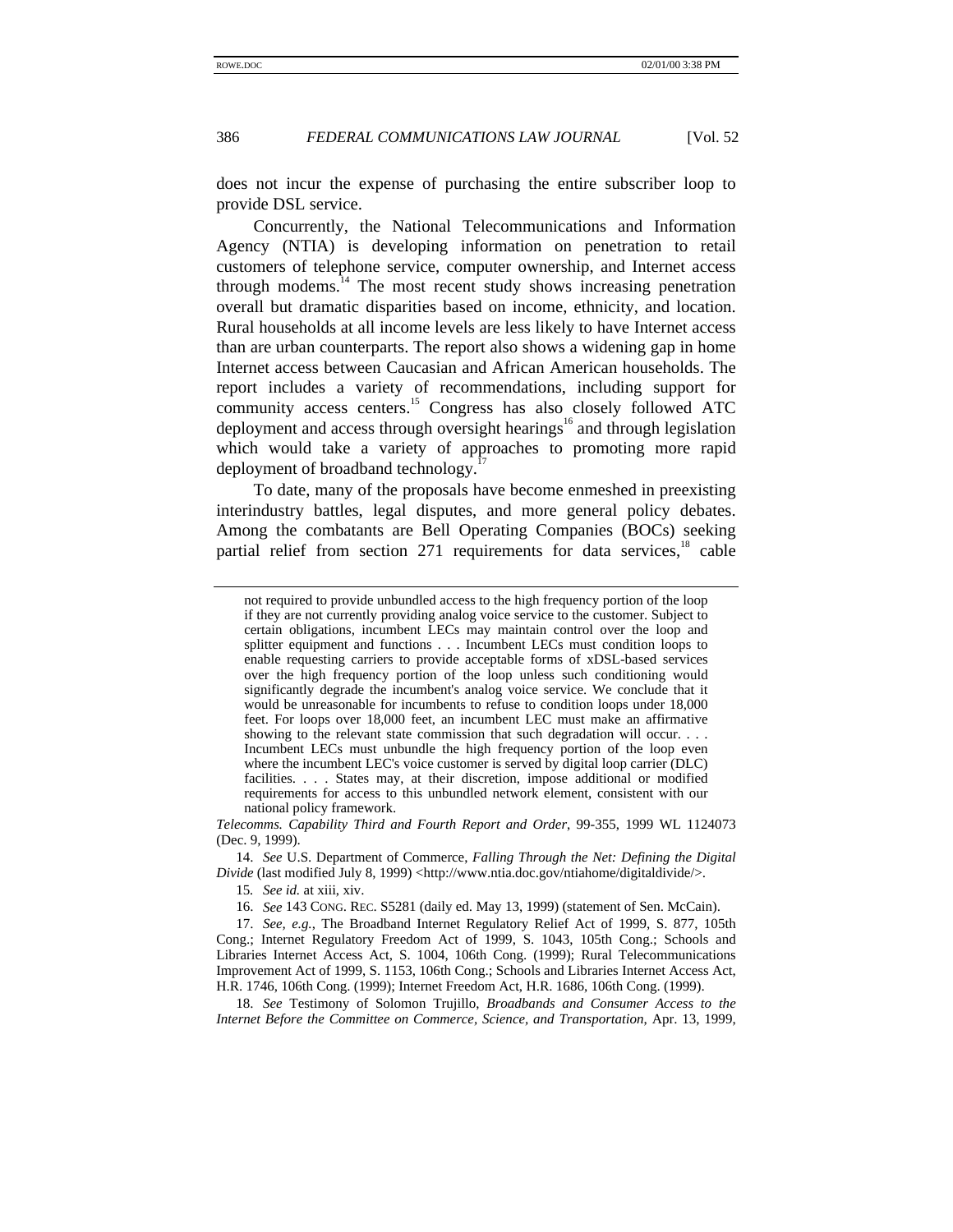does not incur the expense of purchasing the entire subscriber loop to provide DSL service.

Concurrently, the National Telecommunications and Information Agency (NTIA) is developing information on penetration to retail customers of telephone service, computer ownership, and Internet access through modems.[14] The most recent study shows increasing penetration overall but dramatic disparities based on income, ethnicity, and location. Rural households at all income levels are less likely to have Internet access than are urban counterparts. The report also shows a widening gap in home Internet access between Caucasian and African American households. The report includes a variety of recommendations, including support for community access centers.[15] Congress has also closely followed ATC deployment and access through oversight hearings[16] and through legislation which would take a variety of approaches to promoting more rapid deployment of broadband technology.[17]

To date, many of the proposals have become enmeshed in preexisting interindustry battles, legal disputes, and more general policy debates. Among the combatants are Bell Operating Companies (BOCs) seeking partial relief from section 271 requirements for data services,[18] cable

---

> not required to provide unbundled access to the high frequency portion of the loop if they are not currently providing analog voice service to the customer. Subject to certain obligations, incumbent LECs may maintain control over the loop and splitter equipment and functions . . . Incumbent LECs must condition loops to enable requesting carriers to provide acceptable forms of xDSL-based services over the high frequency portion of the loop unless such conditioning would significantly degrade the incumbent's analog voice service. We conclude that it would be unreasonable for incumbents to refuse to condition loops under 18,000 feet. For loops over 18,000 feet, an incumbent LEC must make an affirmative showing to the relevant state commission that such degradation will occur. . . . Incumbent LECs must unbundle the high frequency portion of the loop even where the incumbent LEC's voice customer is served by digital loop carrier (DLC) facilities. . . . States may, at their discretion, impose additional or modified requirements for access to this unbundled network element, consistent with our national policy framework.

*Telecomms. Capability Third and Fourth Report and Order*, 99-355, 1999 WL 1124073 (Dec. 9, 1999).

14. *See* U.S. Department of Commerce, *Falling Through the Net: Defining the Digital Divide* (last modified July 8, 1999) <http://www.ntia.doc.gov/ntiahome/digitaldivide/>.

15. *See id.* at xiii, xiv.

16. *See* 143 CONG. REC. S5281 (daily ed. May 13, 1999) (statement of Sen. McCain).

17. *See, e.g.*, The Broadband Internet Regulatory Relief Act of 1999, S. 877, 105th Cong.; Internet Regulatory Freedom Act of 1999, S. 1043, 105th Cong.; Schools and Libraries Internet Access Act, S. 1004, 106th Cong. (1999); Rural Telecommunications Improvement Act of 1999, S. 1153, 106th Cong.; Schools and Libraries Internet Access Act, H.R. 1746, 106th Cong. (1999); Internet Freedom Act, H.R. 1686, 106th Cong. (1999).

18. *See* Testimony of Solomon Trujillo, *Broadbands and Consumer Access to the Internet Before the Committee on Commerce, Science, and Transportation*, Apr. 13, 1999,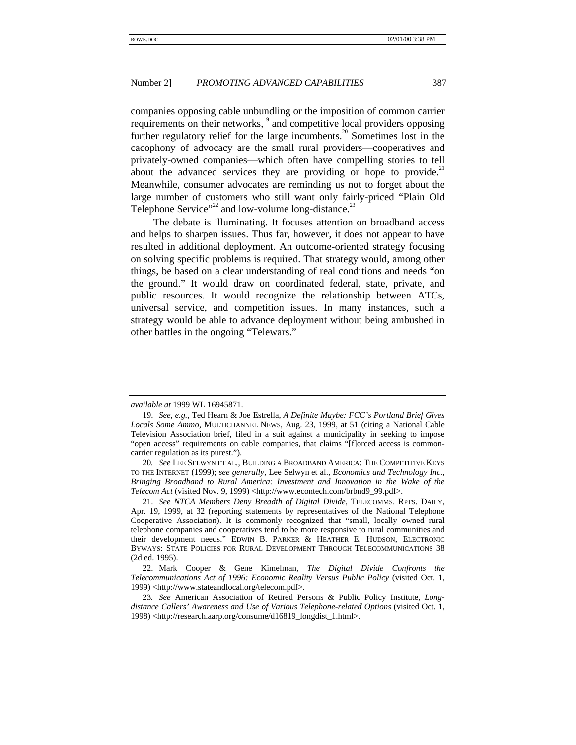companies opposing cable unbundling or the imposition of common carrier requirements on their networks,[19] and competitive local providers opposing further regulatory relief for the large incumbents.[20] Sometimes lost in the cacophony of advocacy are the small rural providers—cooperatives and privately-owned companies—which often have compelling stories to tell about the advanced services they are providing or hope to provide.[21] Meanwhile, consumer advocates are reminding us not to forget about the large number of customers who still want only fairly-priced "Plain Old Telephone Service"[22] and low-volume long-distance.[23]

The debate is illuminating. It focuses attention on broadband access and helps to sharpen issues. Thus far, however, it does not appear to have resulted in additional deployment. An outcome-oriented strategy focusing on solving specific problems is required. That strategy would, among other things, be based on a clear understanding of real conditions and needs "on the ground." It would draw on coordinated federal, state, private, and public resources. It would recognize the relationship between ATCs, universal service, and competition issues. In many instances, such a strategy would be able to advance deployment without being ambushed in other battles in the ongoing "Telewars."

---

*available at* 1999 WL 16945871.

19. *See, e.g.*, Ted Hearn & Joe Estrella, *A Definite Maybe: FCC's Portland Brief Gives Locals Some Ammo*, MULTICHANNEL NEWS, Aug. 23, 1999, at 51 (citing a National Cable Television Association brief, filed in a suit against a municipality in seeking to impose "open access" requirements on cable companies, that claims "[f]orced access is common-carrier regulation as its purest.").

20. *See* LEE SELWYN ET AL., BUILDING A BROADBAND AMERICA: THE COMPETITIVE KEYS TO THE INTERNET (1999); *see generally*, Lee Selwyn et al., *Economics and Technology Inc., Bringing Broadband to Rural America: Investment and Innovation in the Wake of the Telecom Act* (visited Nov. 9, 1999) <http://www.econtech.com/brbnd9_99.pdf>.

21. *See NTCA Members Deny Breadth of Digital Divide*, TELECOMMS. RPTS. DAILY, Apr. 19, 1999, at 32 (reporting statements by representatives of the National Telephone Cooperative Association). It is commonly recognized that "small, locally owned rural telephone companies and cooperatives tend to be more responsive to rural communities and their development needs." EDWIN B. PARKER & HEATHER E. HUDSON, ELECTRONIC BYWAYS: STATE POLICIES FOR RURAL DEVELOPMENT THROUGH TELECOMMUNICATIONS 38 (2d ed. 1995).

22. Mark Cooper & Gene Kimelman, *The Digital Divide Confronts the Telecommunications Act of 1996: Economic Reality Versus Public Policy* (visited Oct. 1, 1999) <http://www.stateandlocal.org/telecom.pdf>.

23. *See* American Association of Retired Persons & Public Policy Institute, *Long-distance Callers' Awareness and Use of Various Telephone-related Options* (visited Oct. 1, 1998) <http://research.aarp.org/consume/d16819_longdist_1.html>.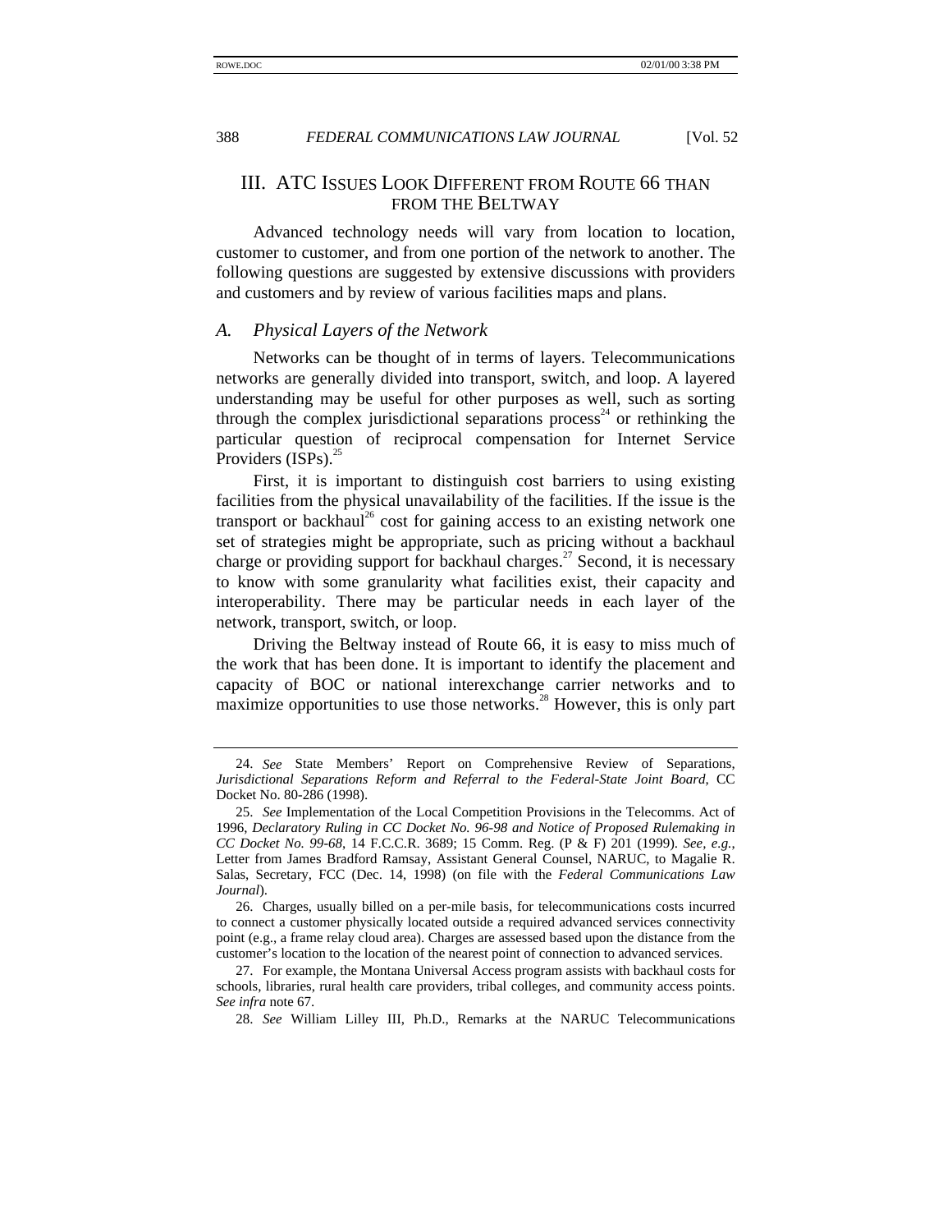## III. ATC Issues Look Different from Route 66 than from the Beltway

Advanced technology needs will vary from location to location, customer to customer, and from one portion of the network to another. The following questions are suggested by extensive discussions with providers and customers and by review of various facilities maps and plans.

### *A. Physical Layers of the Network*

Networks can be thought of in terms of layers. Telecommunications networks are generally divided into transport, switch, and loop. A layered understanding may be useful for other purposes as well, such as sorting through the complex jurisdictional separations process[24] or rethinking the particular question of reciprocal compensation for Internet Service Providers (ISPs).[25]

First, it is important to distinguish cost barriers to using existing facilities from the physical unavailability of the facilities. If the issue is the transport or backhaul[26] cost for gaining access to an existing network one set of strategies might be appropriate, such as pricing without a backhaul charge or providing support for backhaul charges.[27] Second, it is necessary to know with some granularity what facilities exist, their capacity and interoperability. There may be particular needs in each layer of the network, transport, switch, or loop.

Driving the Beltway instead of Route 66, it is easy to miss much of the work that has been done. It is important to identify the placement and capacity of BOC or national interexchange carrier networks and to maximize opportunities to use those networks.[28] However, this is only part

---

24. *See* State Members' Report on Comprehensive Review of Separations, *Jurisdictional Separations Reform and Referral to the Federal-State Joint Board*, CC Docket No. 80-286 (1998).

25. *See* Implementation of the Local Competition Provisions in the Telecomms. Act of 1996, *Declaratory Ruling in CC Docket No. 96-98 and Notice of Proposed Rulemaking in CC Docket No. 99-68*, 14 F.C.C.R. 3689; 15 Comm. Reg. (P & F) 201 (1999). *See, e.g.*, Letter from James Bradford Ramsay, Assistant General Counsel, NARUC, to Magalie R. Salas, Secretary, FCC (Dec. 14, 1998) (on file with the *Federal Communications Law Journal*).

26. Charges, usually billed on a per-mile basis, for telecommunications costs incurred to connect a customer physically located outside a required advanced services connectivity point (e.g., a frame relay cloud area). Charges are assessed based upon the distance from the customer's location to the location of the nearest point of connection to advanced services.

27. For example, the Montana Universal Access program assists with backhaul costs for schools, libraries, rural health care providers, tribal colleges, and community access points. *See infra* note 67.

28. *See* William Lilley III, Ph.D., Remarks at the NARUC Telecommunications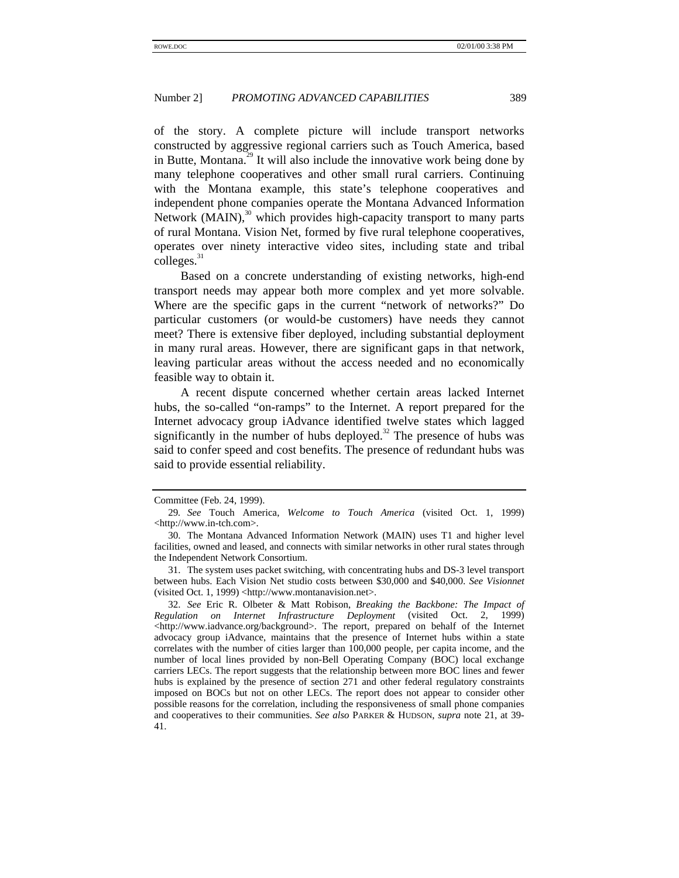of the story. A complete picture will include transport networks constructed by aggressive regional carriers such as Touch America, based in Butte, Montana.[29] It will also include the innovative work being done by many telephone cooperatives and other small rural carriers. Continuing with the Montana example, this state's telephone cooperatives and independent phone companies operate the Montana Advanced Information Network (MAIN),[30] which provides high-capacity transport to many parts of rural Montana. Vision Net, formed by five rural telephone cooperatives, operates over ninety interactive video sites, including state and tribal colleges.[31]

Based on a concrete understanding of existing networks, high-end transport needs may appear both more complex and yet more solvable. Where are the specific gaps in the current "network of networks?" Do particular customers (or would-be customers) have needs they cannot meet? There is extensive fiber deployed, including substantial deployment in many rural areas. However, there are significant gaps in that network, leaving particular areas without the access needed and no economically feasible way to obtain it.

A recent dispute concerned whether certain areas lacked Internet hubs, the so-called "on-ramps" to the Internet. A report prepared for the Internet advocacy group iAdvance identified twelve states which lagged significantly in the number of hubs deployed.[32] The presence of hubs was said to confer speed and cost benefits. The presence of redundant hubs was said to provide essential reliability.

---

Committee (Feb. 24, 1999).

29. *See* Touch America, *Welcome to Touch America* (visited Oct. 1, 1999) <http://www.in-tch.com>.

30. The Montana Advanced Information Network (MAIN) uses T1 and higher level facilities, owned and leased, and connects with similar networks in other rural states through the Independent Network Consortium.

31. The system uses packet switching, with concentrating hubs and DS-3 level transport between hubs. Each Vision Net studio costs between $30,000 and $40,000. *See Visionnet* (visited Oct. 1, 1999) <http://www.montanavision.net>.

32. *See* Eric R. Olbeter & Matt Robison, *Breaking the Backbone: The Impact of Regulation on Internet Infrastructure Deployment* (visited Oct. 2, 1999) <http://www.iadvance.org/background>. The report, prepared on behalf of the Internet advocacy group iAdvance, maintains that the presence of Internet hubs within a state correlates with the number of cities larger than 100,000 people, per capita income, and the number of local lines provided by non-Bell Operating Company (BOC) local exchange carriers LECs. The report suggests that the relationship between more BOC lines and fewer hubs is explained by the presence of section 271 and other federal regulatory constraints imposed on BOCs but not on other LECs. The report does not appear to consider other possible reasons for the correlation, including the responsiveness of small phone companies and cooperatives to their communities. *See also* PARKER & HUDSON, *supra* note 21, at 39-41.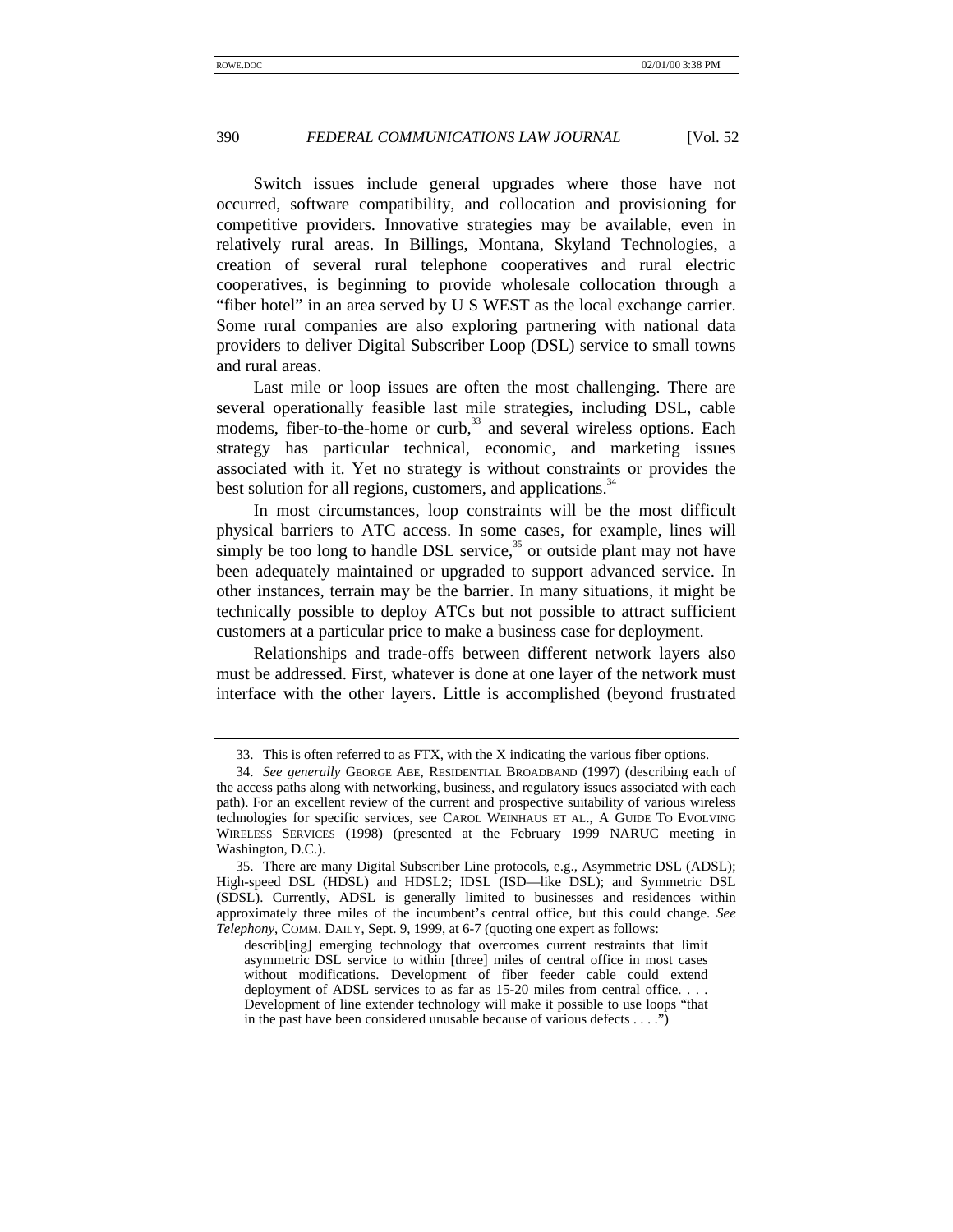Switch issues include general upgrades where those have not occurred, software compatibility, and collocation and provisioning for competitive providers. Innovative strategies may be available, even in relatively rural areas. In Billings, Montana, Skyland Technologies, a creation of several rural telephone cooperatives and rural electric cooperatives, is beginning to provide wholesale collocation through a "fiber hotel" in an area served by U S WEST as the local exchange carrier. Some rural companies are also exploring partnering with national data providers to deliver Digital Subscriber Loop (DSL) service to small towns and rural areas.

Last mile or loop issues are often the most challenging. There are several operationally feasible last mile strategies, including DSL, cable modems, fiber-to-the-home or curb,[33] and several wireless options. Each strategy has particular technical, economic, and marketing issues associated with it. Yet no strategy is without constraints or provides the best solution for all regions, customers, and applications.[34]

In most circumstances, loop constraints will be the most difficult physical barriers to ATC access. In some cases, for example, lines will simply be too long to handle DSL service,[35] or outside plant may not have been adequately maintained or upgraded to support advanced service. In other instances, terrain may be the barrier. In many situations, it might be technically possible to deploy ATCs but not possible to attract sufficient customers at a particular price to make a business case for deployment.

Relationships and trade-offs between different network layers also must be addressed. First, whatever is done at one layer of the network must interface with the other layers. Little is accomplished (beyond frustrated

---

33. This is often referred to as FTX, with the X indicating the various fiber options.

34. *See generally* GEORGE ABE, RESIDENTIAL BROADBAND (1997) (describing each of the access paths along with networking, business, and regulatory issues associated with each path). For an excellent review of the current and prospective suitability of various wireless technologies for specific services, see CAROL WEINHAUS ET AL., A GUIDE TO EVOLVING WIRELESS SERVICES (1998) (presented at the February 1999 NARUC meeting in Washington, D.C.).

35. There are many Digital Subscriber Line protocols, e.g., Asymmetric DSL (ADSL); High-speed DSL (HDSL) and HDSL2; IDSL (ISD—like DSL); and Symmetric DSL (SDSL). Currently, ADSL is generally limited to businesses and residences within approximately three miles of the incumbent's central office, but this could change. *See Telephony*, COMM. DAILY, Sept. 9, 1999, at 6-7 (quoting one expert as follows:

> describ[ing] emerging technology that overcomes current restraints that limit asymmetric DSL service to within [three] miles of central office in most cases without modifications. Development of fiber feeder cable could extend deployment of ADSL services to as far as 15-20 miles from central office. . . . Development of line extender technology will make it possible to use loops "that in the past have been considered unusable because of various defects . . . .")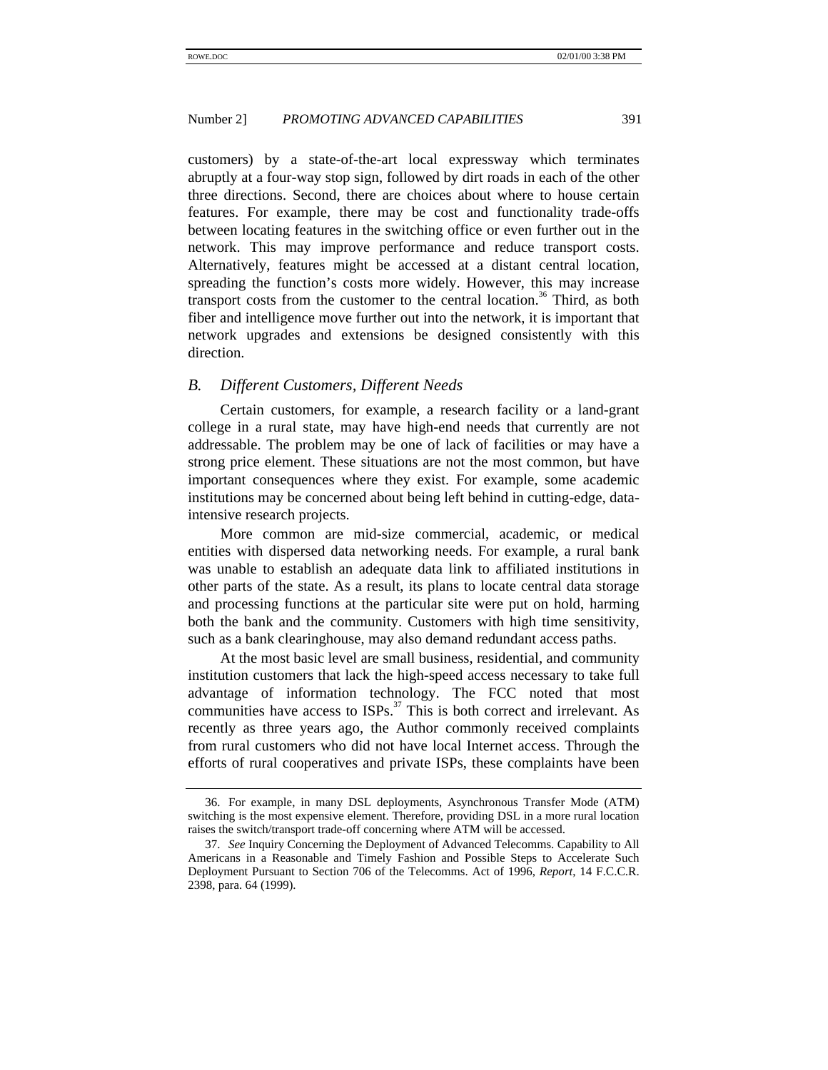customers) by a state-of-the-art local expressway which terminates abruptly at a four-way stop sign, followed by dirt roads in each of the other three directions. Second, there are choices about where to house certain features. For example, there may be cost and functionality trade-offs between locating features in the switching office or even further out in the network. This may improve performance and reduce transport costs. Alternatively, features might be accessed at a distant central location, spreading the function's costs more widely. However, this may increase transport costs from the customer to the central location.[36] Third, as both fiber and intelligence move further out into the network, it is important that network upgrades and extensions be designed consistently with this direction.

## *B. Different Customers, Different Needs*

Certain customers, for example, a research facility or a land-grant college in a rural state, may have high-end needs that currently are not addressable. The problem may be one of lack of facilities or may have a strong price element. These situations are not the most common, but have important consequences where they exist. For example, some academic institutions may be concerned about being left behind in cutting-edge, data-intensive research projects.

More common are mid-size commercial, academic, or medical entities with dispersed data networking needs. For example, a rural bank was unable to establish an adequate data link to affiliated institutions in other parts of the state. As a result, its plans to locate central data storage and processing functions at the particular site were put on hold, harming both the bank and the community. Customers with high time sensitivity, such as a bank clearinghouse, may also demand redundant access paths.

At the most basic level are small business, residential, and community institution customers that lack the high-speed access necessary to take full advantage of information technology. The FCC noted that most communities have access to ISPs.[37] This is both correct and irrelevant. As recently as three years ago, the Author commonly received complaints from rural customers who did not have local Internet access. Through the efforts of rural cooperatives and private ISPs, these complaints have been

---

36. For example, in many DSL deployments, Asynchronous Transfer Mode (ATM) switching is the most expensive element. Therefore, providing DSL in a more rural location raises the switch/transport trade-off concerning where ATM will be accessed.

37. *See* Inquiry Concerning the Deployment of Advanced Telecomms. Capability to All Americans in a Reasonable and Timely Fashion and Possible Steps to Accelerate Such Deployment Pursuant to Section 706 of the Telecomms. Act of 1996, *Report*, 14 F.C.C.R. 2398, para. 64 (1999).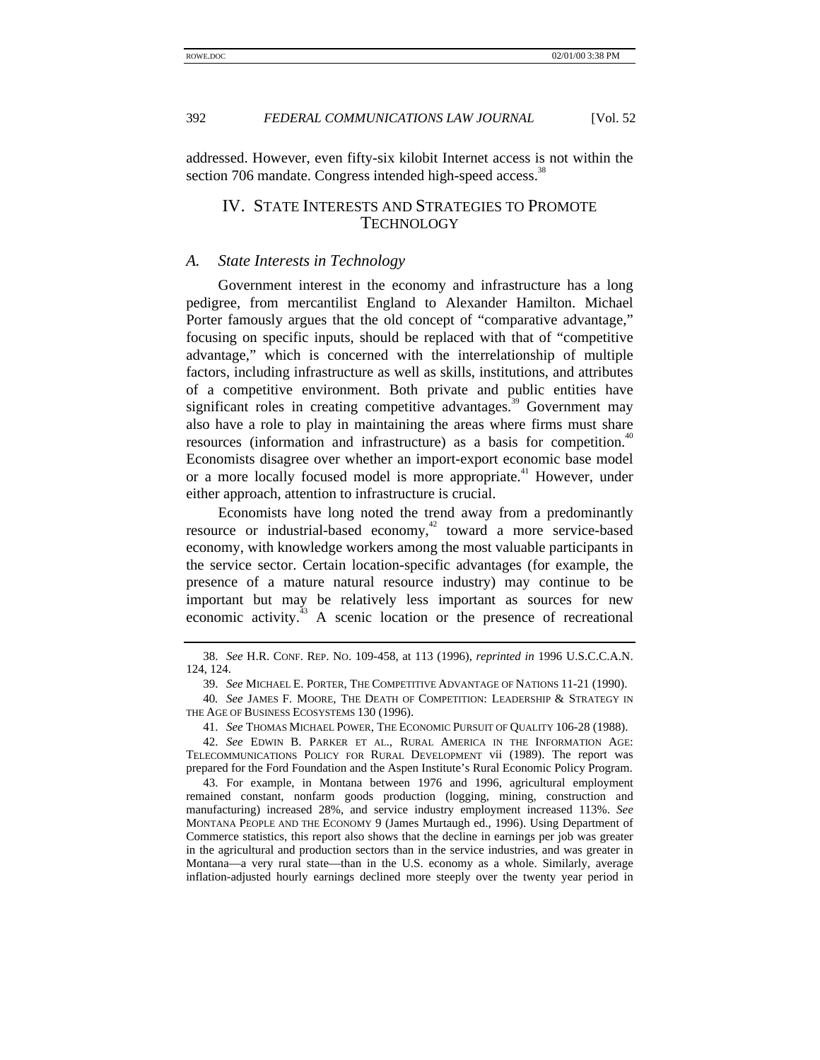addressed. However, even fifty-six kilobit Internet access is not within the section 706 mandate. Congress intended high-speed access.[38]

## IV. STATE INTERESTS AND STRATEGIES TO PROMOTE TECHNOLOGY

### *A. State Interests in Technology*

Government interest in the economy and infrastructure has a long pedigree, from mercantilist England to Alexander Hamilton. Michael Porter famously argues that the old concept of "comparative advantage," focusing on specific inputs, should be replaced with that of "competitive advantage," which is concerned with the interrelationship of multiple factors, including infrastructure as well as skills, institutions, and attributes of a competitive environment. Both private and public entities have significant roles in creating competitive advantages.[39] Government may also have a role to play in maintaining the areas where firms must share resources (information and infrastructure) as a basis for competition.[40] Economists disagree over whether an import-export economic base model or a more locally focused model is more appropriate.[41] However, under either approach, attention to infrastructure is crucial.

Economists have long noted the trend away from a predominantly resource or industrial-based economy,[42] toward a more service-based economy, with knowledge workers among the most valuable participants in the service sector. Certain location-specific advantages (for example, the presence of a mature natural resource industry) may continue to be important but may be relatively less important as sources for new economic activity.[43] A scenic location or the presence of recreational

---

38. *See* H.R. CONF. REP. NO. 109-458, at 113 (1996), *reprinted in* 1996 U.S.C.C.A.N. 124, 124.

39. *See* MICHAEL E. PORTER, THE COMPETITIVE ADVANTAGE OF NATIONS 11-21 (1990).

40. *See* JAMES F. MOORE, THE DEATH OF COMPETITION: LEADERSHIP & STRATEGY IN THE AGE OF BUSINESS ECOSYSTEMS 130 (1996).

41. *See* THOMAS MICHAEL POWER, THE ECONOMIC PURSUIT OF QUALITY 106-28 (1988).

42. *See* EDWIN B. PARKER ET AL., RURAL AMERICA IN THE INFORMATION AGE: TELECOMMUNICATIONS POLICY FOR RURAL DEVELOPMENT vii (1989). The report was prepared for the Ford Foundation and the Aspen Institute's Rural Economic Policy Program.

43. For example, in Montana between 1976 and 1996, agricultural employment remained constant, nonfarm goods production (logging, mining, construction and manufacturing) increased 28%, and service industry employment increased 113%. *See* MONTANA PEOPLE AND THE ECONOMY 9 (James Murtaugh ed., 1996). Using Department of Commerce statistics, this report also shows that the decline in earnings per job was greater in the agricultural and production sectors than in the service industries, and was greater in Montana—a very rural state—than in the U.S. economy as a whole. Similarly, average inflation-adjusted hourly earnings declined more steeply over the twenty year period in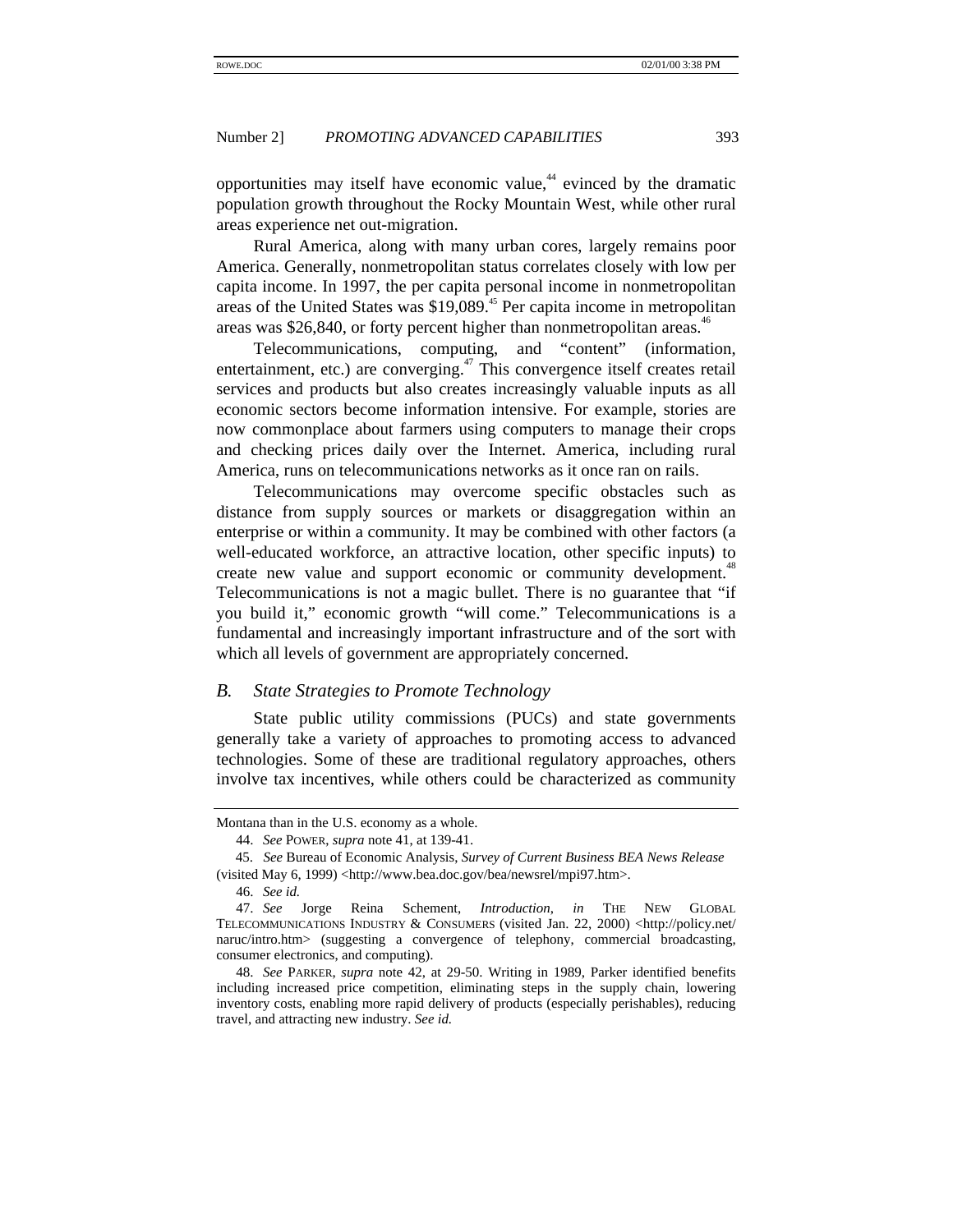opportunities may itself have economic value,[44] evinced by the dramatic population growth throughout the Rocky Mountain West, while other rural areas experience net out-migration.

Rural America, along with many urban cores, largely remains poor America. Generally, nonmetropolitan status correlates closely with low per capita income. In 1997, the per capita personal income in nonmetropolitan areas of the United States was $19,089.[45] Per capita income in metropolitan areas was $26,840, or forty percent higher than nonmetropolitan areas.[46]

Telecommunications, computing, and "content" (information, entertainment, etc.) are converging.[47] This convergence itself creates retail services and products but also creates increasingly valuable inputs as all economic sectors become information intensive. For example, stories are now commonplace about farmers using computers to manage their crops and checking prices daily over the Internet. America, including rural America, runs on telecommunications networks as it once ran on rails.

Telecommunications may overcome specific obstacles such as distance from supply sources or markets or disaggregation within an enterprise or within a community. It may be combined with other factors (a well-educated workforce, an attractive location, other specific inputs) to create new value and support economic or community development.[48] Telecommunications is not a magic bullet. There is no guarantee that "if you build it," economic growth "will come." Telecommunications is a fundamental and increasingly important infrastructure and of the sort with which all levels of government are appropriately concerned.

### *B. State Strategies to Promote Technology*

State public utility commissions (PUCs) and state governments generally take a variety of approaches to promoting access to advanced technologies. Some of these are traditional regulatory approaches, others involve tax incentives, while others could be characterized as community

---

Montana than in the U.S. economy as a whole.

44. *See* POWER, *supra* note 41, at 139-41.

45. *See* Bureau of Economic Analysis, *Survey of Current Business BEA News Release* (visited May 6, 1999) <http://www.bea.doc.gov/bea/newsrel/mpi97.htm>.

46. *See id.*

47. *See* Jorge Reina Schement, *Introduction*, *in* THE NEW GLOBAL TELECOMMUNICATIONS INDUSTRY & CONSUMERS (visited Jan. 22, 2000) <http://policy.net/naruc/intro.htm> (suggesting a convergence of telephony, commercial broadcasting, consumer electronics, and computing).

48. *See* PARKER, *supra* note 42, at 29-50. Writing in 1989, Parker identified benefits including increased price competition, eliminating steps in the supply chain, lowering inventory costs, enabling more rapid delivery of products (especially perishables), reducing travel, and attracting new industry. *See id.*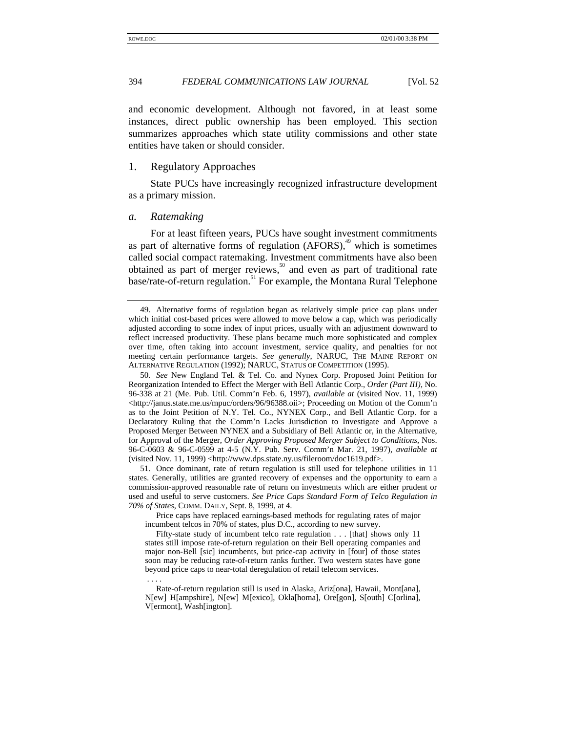and economic development. Although not favored, in at least some instances, direct public ownership has been employed. This section summarizes approaches which state utility commissions and other state entities have taken or should consider.

### 1. Regulatory Approaches

State PUCs have increasingly recognized infrastructure development as a primary mission.

#### *a. Ratemaking*

For at least fifteen years, PUCs have sought investment commitments as part of alternative forms of regulation (AFORS),[49] which is sometimes called social compact ratemaking. Investment commitments have also been obtained as part of merger reviews,[50] and even as part of traditional rate base/rate-of-return regulation.[51] For example, the Montana Rural Telephone

---

49. Alternative forms of regulation began as relatively simple price cap plans under which initial cost-based prices were allowed to move below a cap, which was periodically adjusted according to some index of input prices, usually with an adjustment downward to reflect increased productivity. These plans became much more sophisticated and complex over time, often taking into account investment, service quality, and penalties for not meeting certain performance targets. *See generally*, NARUC, THE MAINE REPORT ON ALTERNATIVE REGULATION (1992); NARUC, STATUS OF COMPETITION (1995).

50. *See* New England Tel. & Tel. Co. and Nynex Corp. Proposed Joint Petition for Reorganization Intended to Effect the Merger with Bell Atlantic Corp., *Order (Part III)*, No. 96-338 at 21 (Me. Pub. Util. Comm'n Feb. 6, 1997), *available at* (visited Nov. 11, 1999) <http://janus.state.me.us/mpuc/orders/96/96388.oii>; Proceeding on Motion of the Comm'n as to the Joint Petition of N.Y. Tel. Co., NYNEX Corp., and Bell Atlantic Corp. for a Declaratory Ruling that the Comm'n Lacks Jurisdiction to Investigate and Approve a Proposed Merger Between NYNEX and a Subsidiary of Bell Atlantic or, in the Alternative, for Approval of the Merger, *Order Approving Proposed Merger Subject to Conditions*, Nos. 96-C-0603 & 96-C-0599 at 4-5 (N.Y. Pub. Serv. Comm'n Mar. 21, 1997), *available at* (visited Nov. 11, 1999) <http://www.dps.state.ny.us/fileroom/doc1619.pdf>.

51. Once dominant, rate of return regulation is still used for telephone utilities in 11 states. Generally, utilities are granted recovery of expenses and the opportunity to earn a commission-approved reasonable rate of return on investments which are either prudent or used and useful to serve customers. *See Price Caps Standard Form of Telco Regulation in 70% of States*, COMM. DAILY, Sept. 8, 1999, at 4.

> Price caps have replaced earnings-based methods for regulating rates of major incumbent telcos in 70% of states, plus D.C., according to new survey.
>
> Fifty-state study of incumbent telco rate regulation . . . [that] shows only 11 states still impose rate-of-return regulation on their Bell operating companies and major non-Bell [sic] incumbents, but price-cap activity in [four] of those states soon may be reducing rate-of-return ranks further. Two western states have gone beyond price caps to near-total deregulation of retail telecom services.
>
> . . . .
>
> Rate-of-return regulation still is used in Alaska, Ariz[ona], Hawaii, Mont[ana], N[ew] H[ampshire], N[ew] M[exico], Okla[homa], Ore[gon], S[outh] C[orlina], V[ermont], Wash[ington].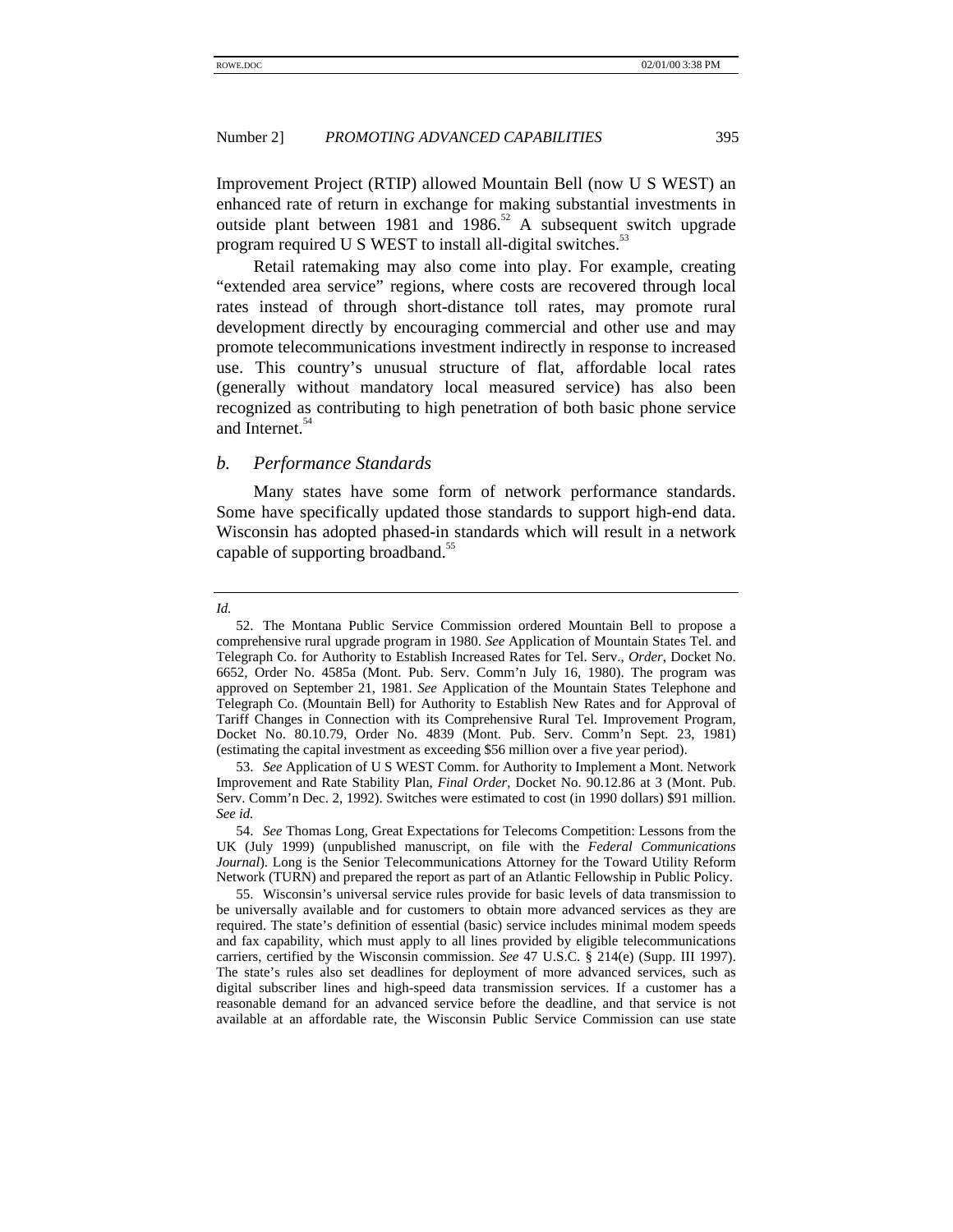Improvement Project (RTIP) allowed Mountain Bell (now U S WEST) an enhanced rate of return in exchange for making substantial investments in outside plant between 1981 and 1986.[52] A subsequent switch upgrade program required U S WEST to install all-digital switches.[53]

Retail ratemaking may also come into play. For example, creating "extended area service" regions, where costs are recovered through local rates instead of through short-distance toll rates, may promote rural development directly by encouraging commercial and other use and may promote telecommunications investment indirectly in response to increased use. This country's unusual structure of flat, affordable local rates (generally without mandatory local measured service) has also been recognized as contributing to high penetration of both basic phone service and Internet.[54]

### *b. Performance Standards*

Many states have some form of network performance standards. Some have specifically updated those standards to support high-end data. Wisconsin has adopted phased-in standards which will result in a network capable of supporting broadband.[55]

---

*Id.*

52. The Montana Public Service Commission ordered Mountain Bell to propose a comprehensive rural upgrade program in 1980. *See* Application of Mountain States Tel. and Telegraph Co. for Authority to Establish Increased Rates for Tel. Serv., *Order*, Docket No. 6652, Order No. 4585a (Mont. Pub. Serv. Comm'n July 16, 1980). The program was approved on September 21, 1981. *See* Application of the Mountain States Telephone and Telegraph Co. (Mountain Bell) for Authority to Establish New Rates and for Approval of Tariff Changes in Connection with its Comprehensive Rural Tel. Improvement Program, Docket No. 80.10.79, Order No. 4839 (Mont. Pub. Serv. Comm'n Sept. 23, 1981) (estimating the capital investment as exceeding $56 million over a five year period).

53. *See* Application of U S WEST Comm. for Authority to Implement a Mont. Network Improvement and Rate Stability Plan, *Final Order*, Docket No. 90.12.86 at 3 (Mont. Pub. Serv. Comm'n Dec. 2, 1992). Switches were estimated to cost (in 1990 dollars) $91 million. *See id.*

54. *See* Thomas Long, Great Expectations for Telecoms Competition: Lessons from the UK (July 1999) (unpublished manuscript, on file with the *Federal Communications Journal*). Long is the Senior Telecommunications Attorney for the Toward Utility Reform Network (TURN) and prepared the report as part of an Atlantic Fellowship in Public Policy.

55. Wisconsin's universal service rules provide for basic levels of data transmission to be universally available and for customers to obtain more advanced services as they are required. The state's definition of essential (basic) service includes minimal modem speeds and fax capability, which must apply to all lines provided by eligible telecommunications carriers, certified by the Wisconsin commission. *See* 47 U.S.C. § 214(e) (Supp. III 1997). The state's rules also set deadlines for deployment of more advanced services, such as digital subscriber lines and high-speed data transmission services. If a customer has a reasonable demand for an advanced service before the deadline, and that service is not available at an affordable rate, the Wisconsin Public Service Commission can use state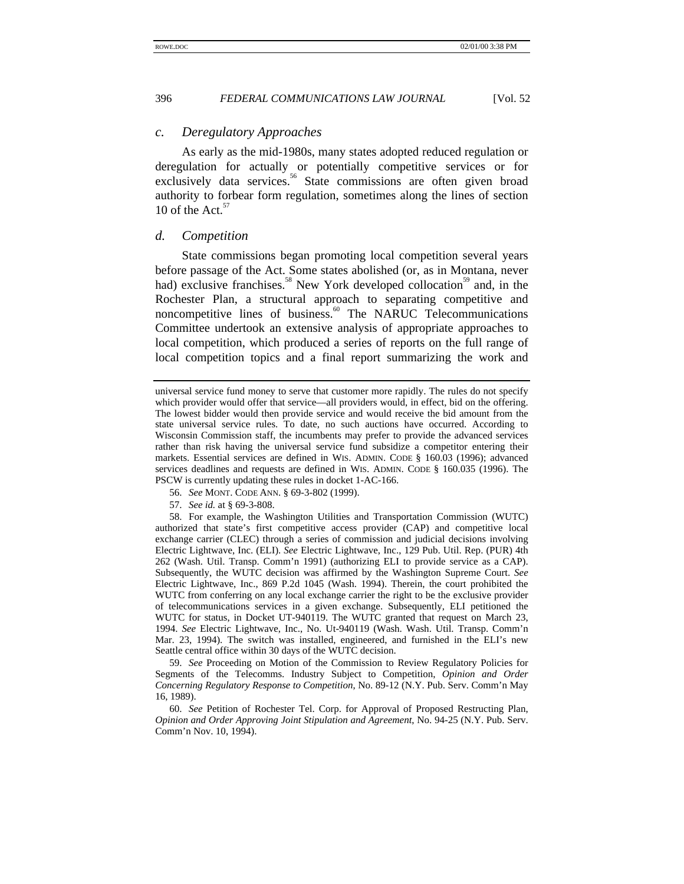### c. Deregulatory Approaches

As early as the mid-1980s, many states adopted reduced regulation or deregulation for actually or potentially competitive services or for exclusively data services.[56] State commissions are often given broad authority to forbear form regulation, sometimes along the lines of section 10 of the Act.[57]

### d. Competition

State commissions began promoting local competition several years before passage of the Act. Some states abolished (or, as in Montana, never had) exclusive franchises.[58] New York developed collocation[59] and, in the Rochester Plan, a structural approach to separating competitive and noncompetitive lines of business.[60] The NARUC Telecommunications Committee undertook an extensive analysis of appropriate approaches to local competition, which produced a series of reports on the full range of local competition topics and a final report summarizing the work and

---

universal service fund money to serve that customer more rapidly. The rules do not specify which provider would offer that service—all providers would, in effect, bid on the offering. The lowest bidder would then provide service and would receive the bid amount from the state universal service rules. To date, no such auctions have occurred. According to Wisconsin Commission staff, the incumbents may prefer to provide the advanced services rather than risk having the universal service fund subsidize a competitor entering their markets. Essential services are defined in WIS. ADMIN. CODE § 160.03 (1996); advanced services deadlines and requests are defined in WIS. ADMIN. CODE § 160.035 (1996). The PSCW is currently updating these rules in docket 1-AC-166.

56. *See* MONT. CODE ANN. § 69-3-802 (1999).

57. *See id.* at § 69-3-808.

58. For example, the Washington Utilities and Transportation Commission (WUTC) authorized that state's first competitive access provider (CAP) and competitive local exchange carrier (CLEC) through a series of commission and judicial decisions involving Electric Lightwave, Inc. (ELI). *See* Electric Lightwave, Inc., 129 Pub. Util. Rep. (PUR) 4th 262 (Wash. Util. Transp. Comm'n 1991) (authorizing ELI to provide service as a CAP). Subsequently, the WUTC decision was affirmed by the Washington Supreme Court. *See* Electric Lightwave, Inc., 869 P.2d 1045 (Wash. 1994). Therein, the court prohibited the WUTC from conferring on any local exchange carrier the right to be the exclusive provider of telecommunications services in a given exchange. Subsequently, ELI petitioned the WUTC for status, in Docket UT-940119. The WUTC granted that request on March 23, 1994. *See* Electric Lightwave, Inc., No. Ut-940119 (Wash. Wash. Util. Transp. Comm'n Mar. 23, 1994). The switch was installed, engineered, and furnished in the ELI's new Seattle central office within 30 days of the WUTC decision.

59. *See* Proceeding on Motion of the Commission to Review Regulatory Policies for Segments of the Telecomms. Industry Subject to Competition, *Opinion and Order Concerning Regulatory Response to Competition*, No. 89-12 (N.Y. Pub. Serv. Comm'n May 16, 1989).

60. *See* Petition of Rochester Tel. Corp. for Approval of Proposed Restructing Plan, *Opinion and Order Approving Joint Stipulation and Agreement*, No. 94-25 (N.Y. Pub. Serv. Comm'n Nov. 10, 1994).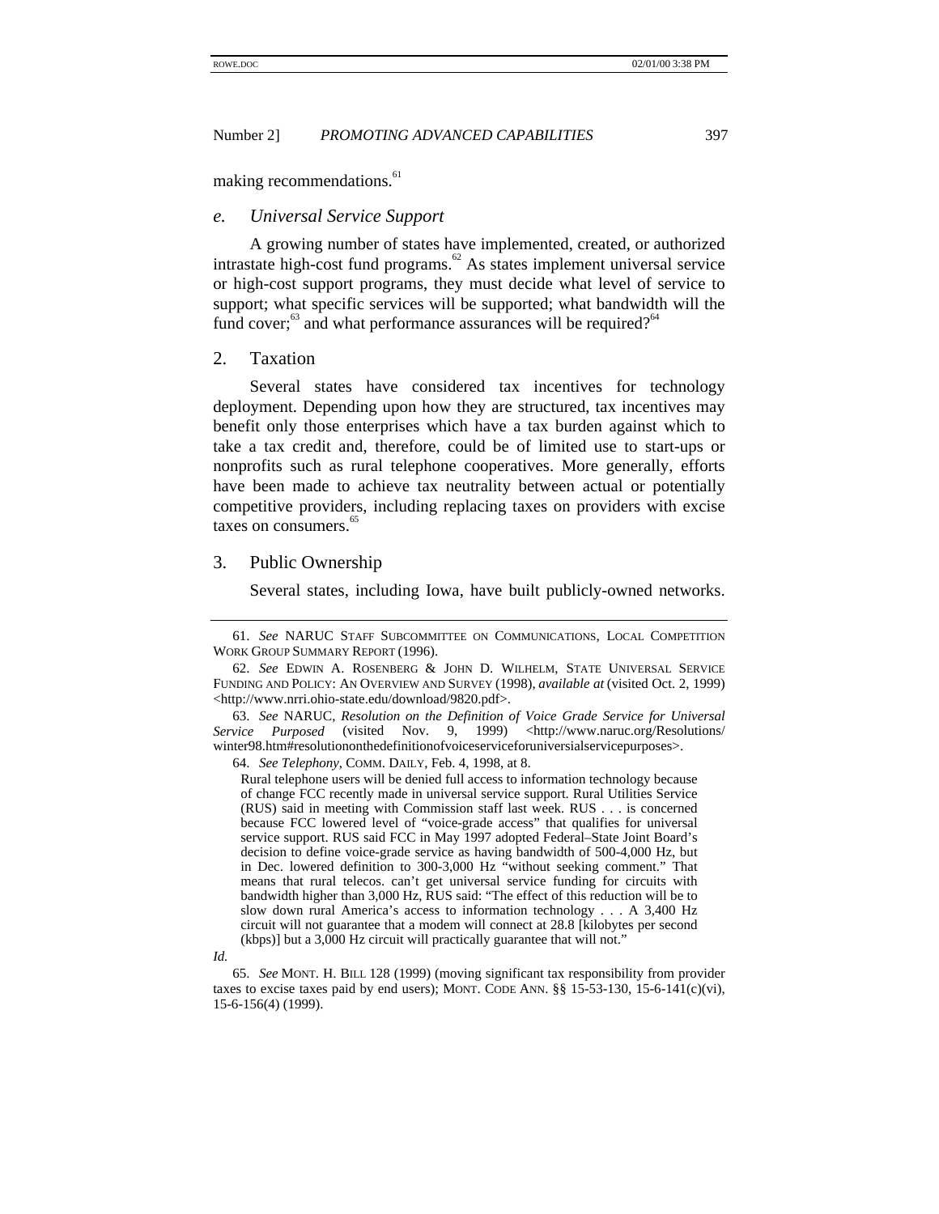making recommendations.[61]

### *e. Universal Service Support*

A growing number of states have implemented, created, or authorized intrastate high-cost fund programs.[62] As states implement universal service or high-cost support programs, they must decide what level of service to support; what specific services will be supported; what bandwidth will the fund cover;[63] and what performance assurances will be required?[64]

## 2. Taxation

Several states have considered tax incentives for technology deployment. Depending upon how they are structured, tax incentives may benefit only those enterprises which have a tax burden against which to take a tax credit and, therefore, could be of limited use to start-ups or nonprofits such as rural telephone cooperatives. More generally, efforts have been made to achieve tax neutrality between actual or potentially competitive providers, including replacing taxes on providers with excise taxes on consumers.[65]

## 3. Public Ownership

Several states, including Iowa, have built publicly-owned networks.

---

61. *See* NARUC STAFF SUBCOMMITTEE ON COMMUNICATIONS, LOCAL COMPETITION WORK GROUP SUMMARY REPORT (1996).

62. *See* EDWIN A. ROSENBERG & JOHN D. WILHELM, STATE UNIVERSAL SERVICE FUNDING AND POLICY: AN OVERVIEW AND SURVEY (1998), *available at* (visited Oct. 2, 1999) <http://www.nrri.ohio-state.edu/download/9820.pdf>.

63. *See* NARUC, *Resolution on the Definition of Voice Grade Service for Universal Service Purposed* (visited Nov. 9, 1999) <http://www.naruc.org/Resolutions/winter98.htm#resolutiononthedefinitionofvoiceserviceforuniversalservicepurposes>.

64. *See Telephony*, COMM. DAILY, Feb. 4, 1998, at 8.

> Rural telephone users will be denied full access to information technology because of change FCC recently made in universal service support. Rural Utilities Service (RUS) said in meeting with Commission staff last week. RUS . . . is concerned because FCC lowered level of "voice-grade access" that qualifies for universal service support. RUS said FCC in May 1997 adopted Federal–State Joint Board's decision to define voice-grade service as having bandwidth of 500-4,000 Hz, but in Dec. lowered definition to 300-3,000 Hz "without seeking comment." That means that rural telecos. can't get universal service funding for circuits with bandwidth higher than 3,000 Hz, RUS said: "The effect of this reduction will be to slow down rural America's access to information technology . . . A 3,400 Hz circuit will not guarantee that a modem will connect at 28.8 [kilobytes per second (kbps)] but a 3,000 Hz circuit will practically guarantee that will not."

*Id.*

65. *See* MONT. H. BILL 128 (1999) (moving significant tax responsibility from provider taxes to excise taxes paid by end users); MONT. CODE ANN. §§ 15-53-130, 15-6-141(c)(vi), 15-6-156(4) (1999).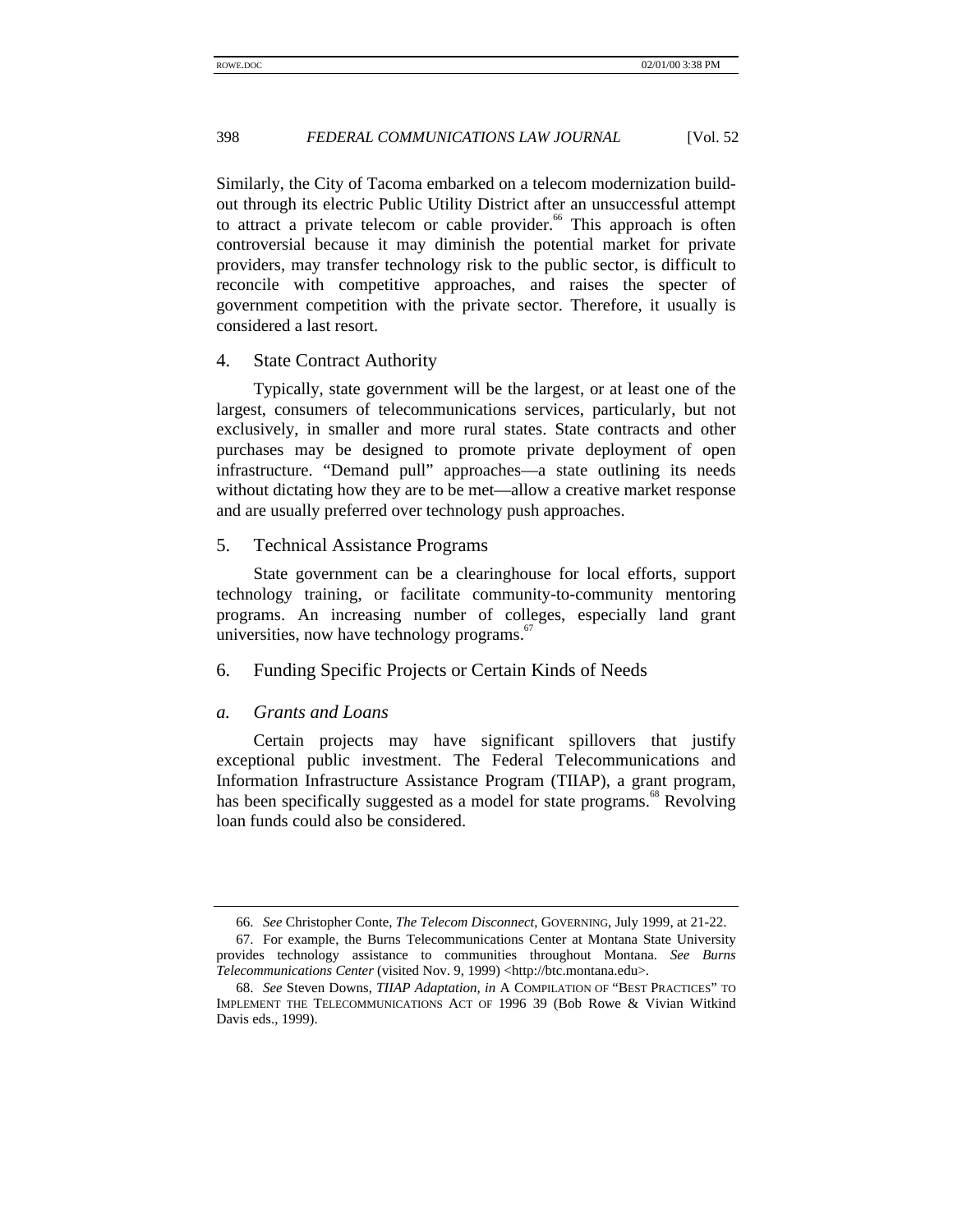Similarly, the City of Tacoma embarked on a telecom modernization build-out through its electric Public Utility District after an unsuccessful attempt to attract a private telecom or cable provider.[66] This approach is often controversial because it may diminish the potential market for private providers, may transfer technology risk to the public sector, is difficult to reconcile with competitive approaches, and raises the specter of government competition with the private sector. Therefore, it usually is considered a last resort.

### 4. State Contract Authority

Typically, state government will be the largest, or at least one of the largest, consumers of telecommunications services, particularly, but not exclusively, in smaller and more rural states. State contracts and other purchases may be designed to promote private deployment of open infrastructure. "Demand pull" approaches—a state outlining its needs without dictating how they are to be met—allow a creative market response and are usually preferred over technology push approaches.

### 5. Technical Assistance Programs

State government can be a clearinghouse for local efforts, support technology training, or facilitate community-to-community mentoring programs. An increasing number of colleges, especially land grant universities, now have technology programs.[67]

### 6. Funding Specific Projects or Certain Kinds of Needs

#### *a. Grants and Loans*

Certain projects may have significant spillovers that justify exceptional public investment. The Federal Telecommunications and Information Infrastructure Assistance Program (TIIAP), a grant program, has been specifically suggested as a model for state programs.[68] Revolving loan funds could also be considered.

---

66. *See* Christopher Conte, *The Telecom Disconnect*, GOVERNING, July 1999, at 21-22.

67. For example, the Burns Telecommunications Center at Montana State University provides technology assistance to communities throughout Montana. *See Burns Telecommunications Center* (visited Nov. 9, 1999) <http://btc.montana.edu>.

68. *See* Steven Downs, *TIIAP Adaptation, in* A COMPILATION OF "BEST PRACTICES" TO IMPLEMENT THE TELECOMMUNICATIONS ACT OF 1996 39 (Bob Rowe & Vivian Witkind Davis eds., 1999).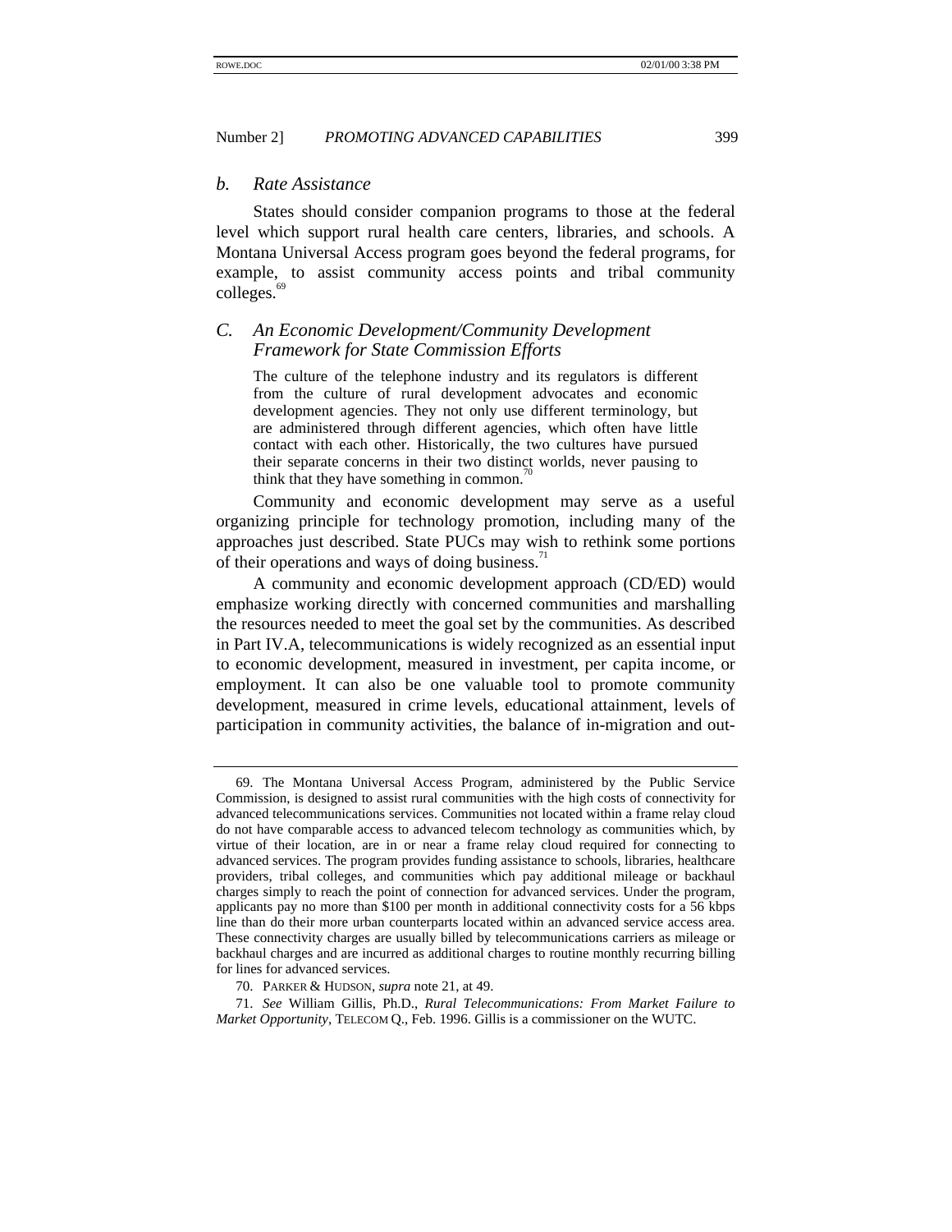### *b. Rate Assistance*

States should consider companion programs to those at the federal level which support rural health care centers, libraries, and schools. A Montana Universal Access program goes beyond the federal programs, for example, to assist community access points and tribal community colleges.[69]

## *C. An Economic Development/Community Development Framework for State Commission Efforts*

> The culture of the telephone industry and its regulators is different from the culture of rural development advocates and economic development agencies. They not only use different terminology, but are administered through different agencies, which often have little contact with each other. Historically, the two cultures have pursued their separate concerns in their two distinct worlds, never pausing to think that they have something in common.[70]

Community and economic development may serve as a useful organizing principle for technology promotion, including many of the approaches just described. State PUCs may wish to rethink some portions of their operations and ways of doing business.[71]

A community and economic development approach (CD/ED) would emphasize working directly with concerned communities and marshalling the resources needed to meet the goal set by the communities. As described in Part IV.A, telecommunications is widely recognized as an essential input to economic development, measured in investment, per capita income, or employment. It can also be one valuable tool to promote community development, measured in crime levels, educational attainment, levels of participation in community activities, the balance of in-migration and out-

---

69. The Montana Universal Access Program, administered by the Public Service Commission, is designed to assist rural communities with the high costs of connectivity for advanced telecommunications services. Communities not located within a frame relay cloud do not have comparable access to advanced telecom technology as communities which, by virtue of their location, are in or near a frame relay cloud required for connecting to advanced services. The program provides funding assistance to schools, libraries, healthcare providers, tribal colleges, and communities which pay additional mileage or backhaul charges simply to reach the point of connection for advanced services. Under the program, applicants pay no more than $100 per month in additional connectivity costs for a 56 kbps line than do their more urban counterparts located within an advanced service access area. These connectivity charges are usually billed by telecommunications carriers as mileage or backhaul charges and are incurred as additional charges to routine monthly recurring billing for lines for advanced services.

70. PARKER & HUDSON, *supra* note 21, at 49.

71. *See* William Gillis, Ph.D., *Rural Telecommunications: From Market Failure to Market Opportunity*, TELECOM Q., Feb. 1996. Gillis is a commissioner on the WUTC.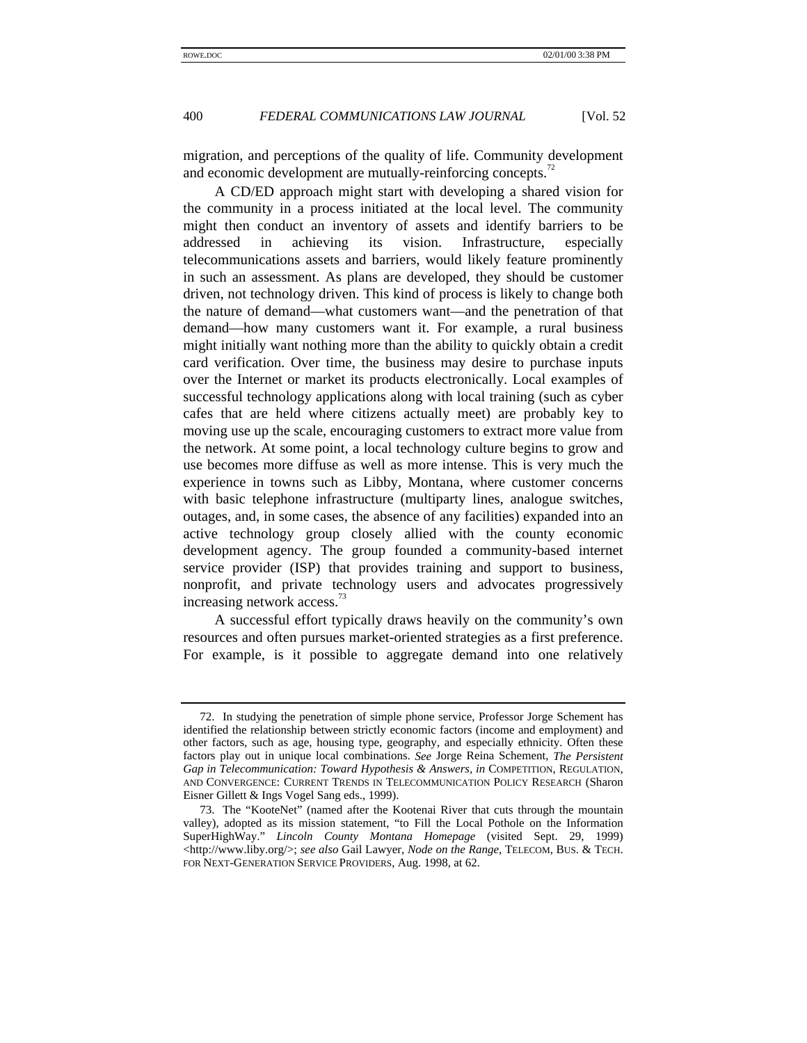migration, and perceptions of the quality of life. Community development and economic development are mutually-reinforcing concepts.[72]

A CD/ED approach might start with developing a shared vision for the community in a process initiated at the local level. The community might then conduct an inventory of assets and identify barriers to be addressed in achieving its vision. Infrastructure, especially telecommunications assets and barriers, would likely feature prominently in such an assessment. As plans are developed, they should be customer driven, not technology driven. This kind of process is likely to change both the nature of demand—what customers want—and the penetration of that demand—how many customers want it. For example, a rural business might initially want nothing more than the ability to quickly obtain a credit card verification. Over time, the business may desire to purchase inputs over the Internet or market its products electronically. Local examples of successful technology applications along with local training (such as cyber cafes that are held where citizens actually meet) are probably key to moving use up the scale, encouraging customers to extract more value from the network. At some point, a local technology culture begins to grow and use becomes more diffuse as well as more intense. This is very much the experience in towns such as Libby, Montana, where customer concerns with basic telephone infrastructure (multiparty lines, analogue switches, outages, and, in some cases, the absence of any facilities) expanded into an active technology group closely allied with the county economic development agency. The group founded a community-based internet service provider (ISP) that provides training and support to business, nonprofit, and private technology users and advocates progressively increasing network access.[73]

A successful effort typically draws heavily on the community's own resources and often pursues market-oriented strategies as a first preference. For example, is it possible to aggregate demand into one relatively

---

72. In studying the penetration of simple phone service, Professor Jorge Schement has identified the relationship between strictly economic factors (income and employment) and other factors, such as age, housing type, geography, and especially ethnicity. Often these factors play out in unique local combinations. *See* Jorge Reina Schement, *The Persistent Gap in Telecommunication: Toward Hypothesis & Answers, in* COMPETITION, REGULATION, AND CONVERGENCE: CURRENT TRENDS IN TELECOMMUNICATION POLICY RESEARCH (Sharon Eisner Gillett & Ings Vogel Sang eds., 1999).

73. The "KooteNet" (named after the Kootenai River that cuts through the mountain valley), adopted as its mission statement, "to Fill the Local Pothole on the Information SuperHighWay." *Lincoln County Montana Homepage* (visited Sept. 29, 1999) <http://www.liby.org/>; *see also* Gail Lawyer, *Node on the Range*, TELECOM, BUS. & TECH. FOR NEXT-GENERATION SERVICE PROVIDERS, Aug. 1998, at 62.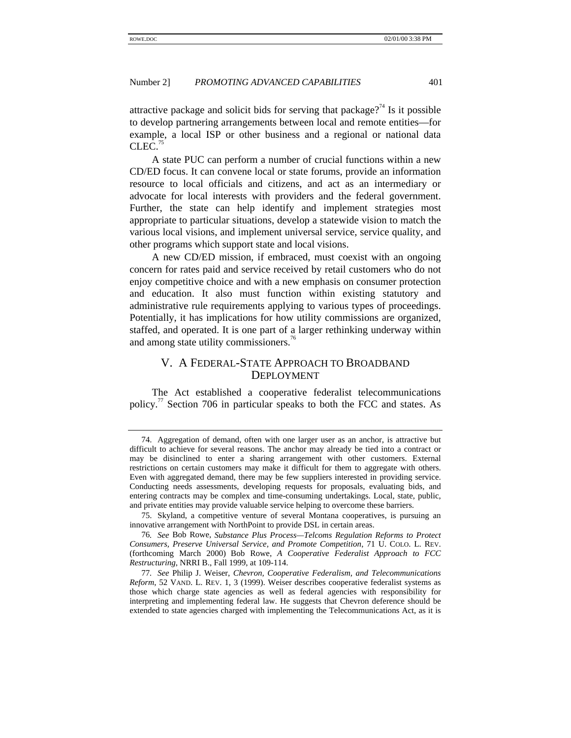attractive package and solicit bids for serving that package?[74] Is it possible to develop partnering arrangements between local and remote entities—for example, a local ISP or other business and a regional or national data CLEC.[75]

A state PUC can perform a number of crucial functions within a new CD/ED focus. It can convene local or state forums, provide an information resource to local officials and citizens, and act as an intermediary or advocate for local interests with providers and the federal government. Further, the state can help identify and implement strategies most appropriate to particular situations, develop a statewide vision to match the various local visions, and implement universal service, service quality, and other programs which support state and local visions.

A new CD/ED mission, if embraced, must coexist with an ongoing concern for rates paid and service received by retail customers who do not enjoy competitive choice and with a new emphasis on consumer protection and education. It also must function within existing statutory and administrative rule requirements applying to various types of proceedings. Potentially, it has implications for how utility commissions are organized, staffed, and operated. It is one part of a larger rethinking underway within and among state utility commissioners.[76]

## V. A FEDERAL-STATE APPROACH TO BROADBAND DEPLOYMENT

The Act established a cooperative federalist telecommunications policy.[77] Section 706 in particular speaks to both the FCC and states. As

---

74. Aggregation of demand, often with one larger user as an anchor, is attractive but difficult to achieve for several reasons. The anchor may already be tied into a contract or may be disinclined to enter a sharing arrangement with other customers. External restrictions on certain customers may make it difficult for them to aggregate with others. Even with aggregated demand, there may be few suppliers interested in providing service. Conducting needs assessments, developing requests for proposals, evaluating bids, and entering contracts may be complex and time-consuming undertakings. Local, state, public, and private entities may provide valuable service helping to overcome these barriers.

75. Skyland, a competitive venture of several Montana cooperatives, is pursuing an innovative arrangement with NorthPoint to provide DSL in certain areas.

76. *See* Bob Rowe, *Substance Plus Process—Telcoms Regulation Reforms to Protect Consumers, Preserve Universal Service, and Promote Competition*, 71 U. COLO. L. REV. (forthcoming March 2000) Bob Rowe, *A Cooperative Federalist Approach to FCC Restructuring*, NRRI B., Fall 1999, at 109-114.

77. *See* Philip J. Weiser, *Chevron, Cooperative Federalism, and Telecommunications Reform*, 52 VAND. L. REV. 1, 3 (1999). Weiser describes cooperative federalist systems as those which charge state agencies as well as federal agencies with responsibility for interpreting and implementing federal law. He suggests that Chevron deference should be extended to state agencies charged with implementing the Telecommunications Act, as it is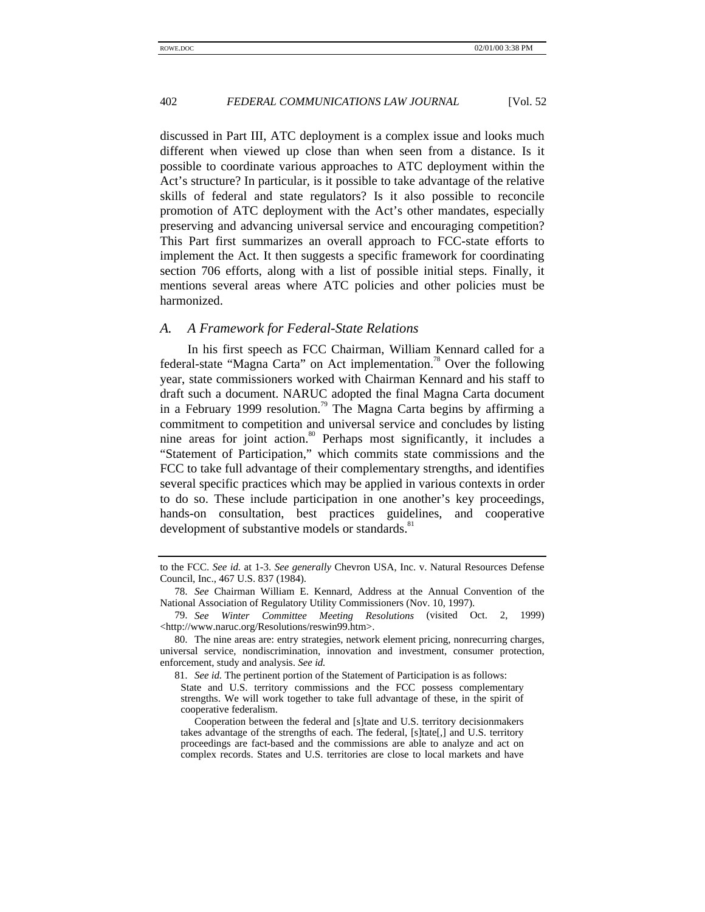discussed in Part III, ATC deployment is a complex issue and looks much different when viewed up close than when seen from a distance. Is it possible to coordinate various approaches to ATC deployment within the Act's structure? In particular, is it possible to take advantage of the relative skills of federal and state regulators? Is it also possible to reconcile promotion of ATC deployment with the Act's other mandates, especially preserving and advancing universal service and encouraging competition? This Part first summarizes an overall approach to FCC-state efforts to implement the Act. It then suggests a specific framework for coordinating section 706 efforts, along with a list of possible initial steps. Finally, it mentions several areas where ATC policies and other policies must be harmonized.

## *A. A Framework for Federal-State Relations*

In his first speech as FCC Chairman, William Kennard called for a federal-state "Magna Carta" on Act implementation.[78] Over the following year, state commissioners worked with Chairman Kennard and his staff to draft such a document. NARUC adopted the final Magna Carta document in a February 1999 resolution.[79] The Magna Carta begins by affirming a commitment to competition and universal service and concludes by listing nine areas for joint action.[80] Perhaps most significantly, it includes a "Statement of Participation," which commits state commissions and the FCC to take full advantage of their complementary strengths, and identifies several specific practices which may be applied in various contexts in order to do so. These include participation in one another's key proceedings, hands-on consultation, best practices guidelines, and cooperative development of substantive models or standards.[81]

---

to the FCC. *See id.* at 1-3. *See generally* Chevron USA, Inc. v. Natural Resources Defense Council, Inc., 467 U.S. 837 (1984).

78. *See* Chairman William E. Kennard, Address at the Annual Convention of the National Association of Regulatory Utility Commissioners (Nov. 10, 1997).

79. *See Winter Committee Meeting Resolutions* (visited Oct. 2, 1999) <http://www.naruc.org/Resolutions/reswin99.htm>.

80. The nine areas are: entry strategies, network element pricing, nonrecurring charges, universal service, nondiscrimination, innovation and investment, consumer protection, enforcement, study and analysis. *See id.*

81. *See id.* The pertinent portion of the Statement of Participation is as follows:

> State and U.S. territory commissions and the FCC possess complementary strengths. We will work together to take full advantage of these, in the spirit of cooperative federalism.
>
> Cooperation between the federal and [s]tate and U.S. territory decisionmakers takes advantage of the strengths of each. The federal, [s]tate[,] and U.S. territory proceedings are fact-based and the commissions are able to analyze and act on complex records. States and U.S. territories are close to local markets and have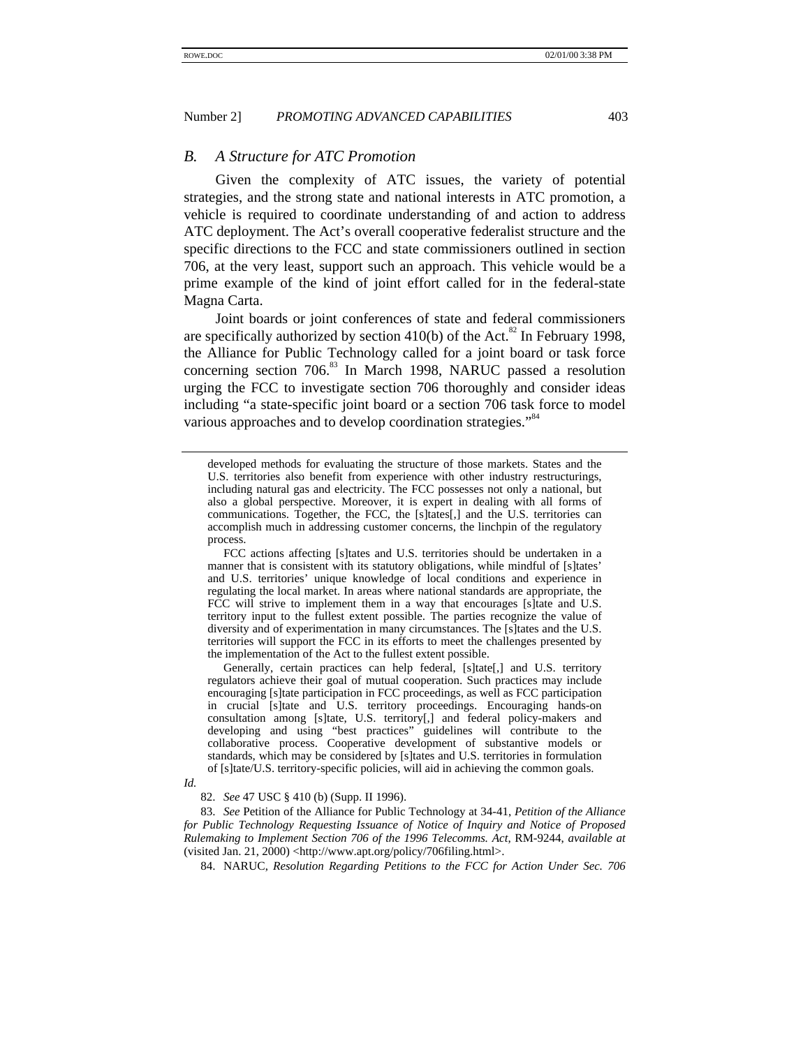## *B. A Structure for ATC Promotion*

Given the complexity of ATC issues, the variety of potential strategies, and the strong state and national interests in ATC promotion, a vehicle is required to coordinate understanding of and action to address ATC deployment. The Act's overall cooperative federalist structure and the specific directions to the FCC and state commissioners outlined in section 706, at the very least, support such an approach. This vehicle would be a prime example of the kind of joint effort called for in the federal-state Magna Carta.

Joint boards or joint conferences of state and federal commissioners are specifically authorized by section 410(b) of the Act.[82] In February 1998, the Alliance for Public Technology called for a joint board or task force concerning section 706.[83] In March 1998, NARUC passed a resolution urging the FCC to investigate section 706 thoroughly and consider ideas including "a state-specific joint board or a section 706 task force to model various approaches and to develop coordination strategies."[84]

---

> developed methods for evaluating the structure of those markets. States and the U.S. territories also benefit from experience with other industry restructurings, including natural gas and electricity. The FCC possesses not only a national, but also a global perspective. Moreover, it is expert in dealing with all forms of communications. Together, the FCC, the [s]tates[,] and the U.S. territories can accomplish much in addressing customer concerns, the linchpin of the regulatory process.
>
> FCC actions affecting [s]tates and U.S. territories should be undertaken in a manner that is consistent with its statutory obligations, while mindful of [s]tates' and U.S. territories' unique knowledge of local conditions and experience in regulating the local market. In areas where national standards are appropriate, the FCC will strive to implement them in a way that encourages [s]tate and U.S. territory input to the fullest extent possible. The parties recognize the value of diversity and of experimentation in many circumstances. The [s]tates and the U.S. territories will support the FCC in its efforts to meet the challenges presented by the implementation of the Act to the fullest extent possible.
>
> Generally, certain practices can help federal, [s]tate[,] and U.S. territory regulators achieve their goal of mutual cooperation. Such practices may include encouraging [s]tate participation in FCC proceedings, as well as FCC participation in crucial [s]tate and U.S. territory proceedings. Encouraging hands-on consultation among [s]tate, U.S. territory[,] and federal policy-makers and developing and using "best practices" guidelines will contribute to the collaborative process. Cooperative development of substantive models or standards, which may be considered by [s]tates and U.S. territories in formulation of [s]tate/U.S. territory-specific policies, will aid in achieving the common goals.

*Id.*

82. *See* 47 USC § 410 (b) (Supp. II 1996).

83. *See* Petition of the Alliance for Public Technology at 34-41, *Petition of the Alliance for Public Technology Requesting Issuance of Notice of Inquiry and Notice of Proposed Rulemaking to Implement Section 706 of the 1996 Telecomms. Act*, RM-9244, *available at* (visited Jan. 21, 2000) <http://www.apt.org/policy/706filing.html>.

84. NARUC, *Resolution Regarding Petitions to the FCC for Action Under Sec. 706*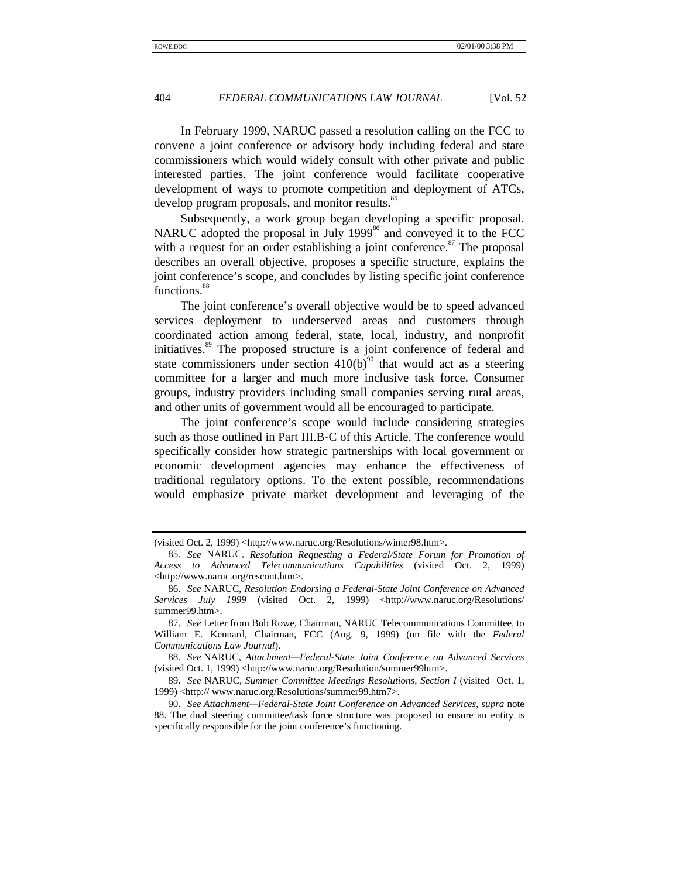In February 1999, NARUC passed a resolution calling on the FCC to convene a joint conference or advisory body including federal and state commissioners which would widely consult with other private and public interested parties. The joint conference would facilitate cooperative development of ways to promote competition and deployment of ATCs, develop program proposals, and monitor results.[85]

Subsequently, a work group began developing a specific proposal. NARUC adopted the proposal in July 1999[86] and conveyed it to the FCC with a request for an order establishing a joint conference.[87] The proposal describes an overall objective, proposes a specific structure, explains the joint conference's scope, and concludes by listing specific joint conference functions.[88]

The joint conference's overall objective would be to speed advanced services deployment to underserved areas and customers through coordinated action among federal, state, local, industry, and nonprofit initiatives.[89] The proposed structure is a joint conference of federal and state commissioners under section 410(b)[90] that would act as a steering committee for a larger and much more inclusive task force. Consumer groups, industry providers including small companies serving rural areas, and other units of government would all be encouraged to participate.

The joint conference's scope would include considering strategies such as those outlined in Part III.B-C of this Article. The conference would specifically consider how strategic partnerships with local government or economic development agencies may enhance the effectiveness of traditional regulatory options. To the extent possible, recommendations would emphasize private market development and leveraging of the

---

(visited Oct. 2, 1999) <http://www.naruc.org/Resolutions/winter98.htm>.

85. *See* NARUC, *Resolution Requesting a Federal/State Forum for Promotion of Access to Advanced Telecommunications Capabilities* (visited Oct. 2, 1999) <http://www.naruc.org/rescont.htm>.

86. *See* NARUC, *Resolution Endorsing a Federal-State Joint Conference on Advanced Services July 1999* (visited Oct. 2, 1999) <http://www.naruc.org/Resolutions/summer99.htm>.

87. *See* Letter from Bob Rowe, Chairman, NARUC Telecommunications Committee, to William E. Kennard, Chairman, FCC (Aug. 9, 1999) (on file with the *Federal Communications Law Journal*).

88. *See* NARUC, *Attachment—Federal-State Joint Conference on Advanced Services* (visited Oct. 1, 1999) <http://www.naruc.org/Resolution/summer99htm>.

89. *See* NARUC, *Summer Committee Meetings Resolutions, Section I* (visited Oct. 1, 1999) <http:// www.naruc.org/Resolutions/summer99.htm7>.

90. *See Attachment—Federal-State Joint Conference on Advanced Services*, *supra* note 88. The dual steering committee/task force structure was proposed to ensure an entity is specifically responsible for the joint conference's functioning.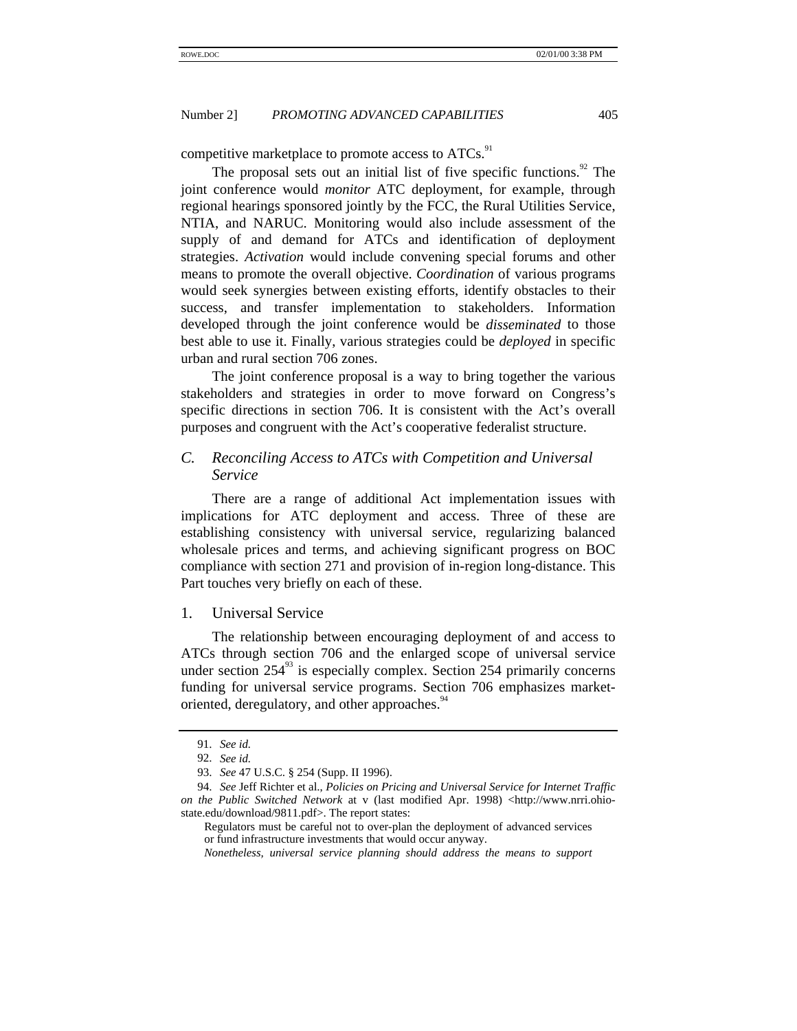competitive marketplace to promote access to ATCs.[91]

The proposal sets out an initial list of five specific functions.[92] The joint conference would *monitor* ATC deployment, for example, through regional hearings sponsored jointly by the FCC, the Rural Utilities Service, NTIA, and NARUC. Monitoring would also include assessment of the supply of and demand for ATCs and identification of deployment strategies. *Activation* would include convening special forums and other means to promote the overall objective. *Coordination* of various programs would seek synergies between existing efforts, identify obstacles to their success, and transfer implementation to stakeholders. Information developed through the joint conference would be *disseminated* to those best able to use it. Finally, various strategies could be *deployed* in specific urban and rural section 706 zones.

The joint conference proposal is a way to bring together the various stakeholders and strategies in order to move forward on Congress's specific directions in section 706. It is consistent with the Act's overall purposes and congruent with the Act's cooperative federalist structure.

### *C. Reconciling Access to ATCs with Competition and Universal Service*

There are a range of additional Act implementation issues with implications for ATC deployment and access. Three of these are establishing consistency with universal service, regularizing balanced wholesale prices and terms, and achieving significant progress on BOC compliance with section 271 and provision of in-region long-distance. This Part touches very briefly on each of these.

#### 1. Universal Service

The relationship between encouraging deployment of and access to ATCs through section 706 and the enlarged scope of universal service under section 254[93] is especially complex. Section 254 primarily concerns funding for universal service programs. Section 706 emphasizes market-oriented, deregulatory, and other approaches.[94]

---

91. *See id.*

92. *See id.*

93. *See* 47 U.S.C. § 254 (Supp. II 1996).

94. *See* Jeff Richter et al., *Policies on Pricing and Universal Service for Internet Traffic on the Public Switched Network* at v (last modified Apr. 1998) <http://www.nrri.ohio-state.edu/download/9811.pdf>. The report states:

> Regulators must be careful not to over-plan the deployment of advanced services or fund infrastructure investments that would occur anyway.
>
> *Nonetheless, universal service planning should address the means to support*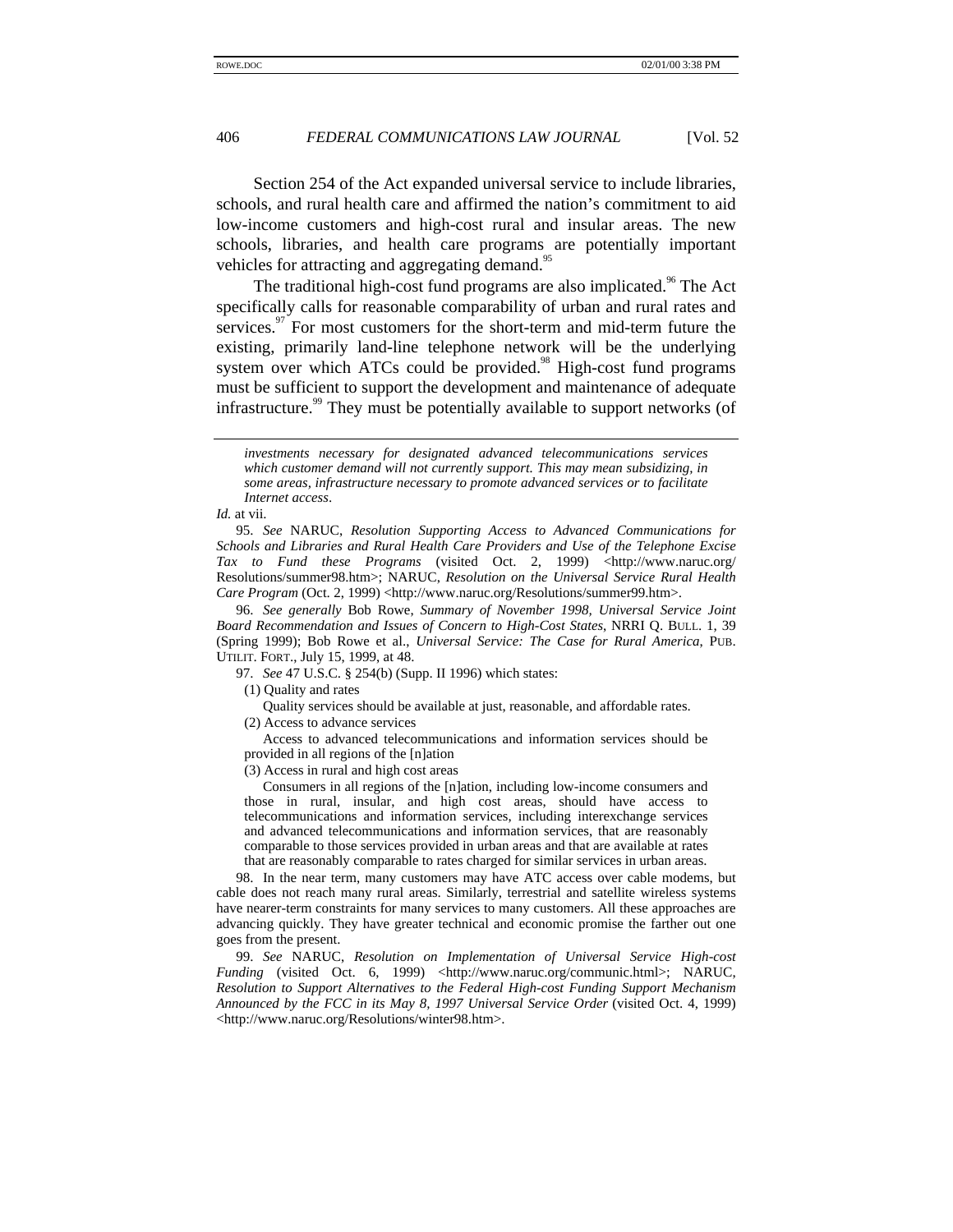Section 254 of the Act expanded universal service to include libraries, schools, and rural health care and affirmed the nation's commitment to aid low-income customers and high-cost rural and insular areas. The new schools, libraries, and health care programs are potentially important vehicles for attracting and aggregating demand.[95]

The traditional high-cost fund programs are also implicated.[96] The Act specifically calls for reasonable comparability of urban and rural rates and services.[97] For most customers for the short-term and mid-term future the existing, primarily land-line telephone network will be the underlying system over which ATCs could be provided.[98] High-cost fund programs must be sufficient to support the development and maintenance of adequate infrastructure.[99] They must be potentially available to support networks (of

---

> *investments necessary for designated advanced telecommunications services which customer demand will not currently support. This may mean subsidizing, in some areas, infrastructure necessary to promote advanced services or to facilitate Internet access*.

*Id.* at vii.

95. *See* NARUC, *Resolution Supporting Access to Advanced Communications for Schools and Libraries and Rural Health Care Providers and Use of the Telephone Excise Tax to Fund these Programs* (visited Oct. 2, 1999) <http://www.naruc.org/Resolutions/summer98.htm>; NARUC, *Resolution on the Universal Service Rural Health Care Program* (Oct. 2, 1999) <http://www.naruc.org/Resolutions/summer99.htm>.

96. *See generally* Bob Rowe, *Summary of November 1998, Universal Service Joint Board Recommendation and Issues of Concern to High-Cost States*, NRRI Q. BULL. 1, 39 (Spring 1999); Bob Rowe et al., *Universal Service: The Case for Rural America*, PUB. UTILIT. FORT., July 15, 1999, at 48.

97. *See* 47 U.S.C. § 254(b) (Supp. II 1996) which states:

> (1) Quality and rates
>
> Quality services should be available at just, reasonable, and affordable rates.
>
> (2) Access to advance services
>
> Access to advanced telecommunications and information services should be provided in all regions of the [n]ation
>
> (3) Access in rural and high cost areas
>
> Consumers in all regions of the [n]ation, including low-income consumers and those in rural, insular, and high cost areas, should have access to telecommunications and information services, including interexchange services and advanced telecommunications and information services, that are reasonably comparable to those services provided in urban areas and that are available at rates that are reasonably comparable to rates charged for similar services in urban areas.

98. In the near term, many customers may have ATC access over cable modems, but cable does not reach many rural areas. Similarly, terrestrial and satellite wireless systems have nearer-term constraints for many services to many customers. All these approaches are advancing quickly. They have greater technical and economic promise the farther out one goes from the present.

99. *See* NARUC, *Resolution on Implementation of Universal Service High-cost Funding* (visited Oct. 6, 1999) <http://www.naruc.org/communic.html>; NARUC, *Resolution to Support Alternatives to the Federal High-cost Funding Support Mechanism Announced by the FCC in its May 8, 1997 Universal Service Order* (visited Oct. 4, 1999) <http://www.naruc.org/Resolutions/winter98.htm>.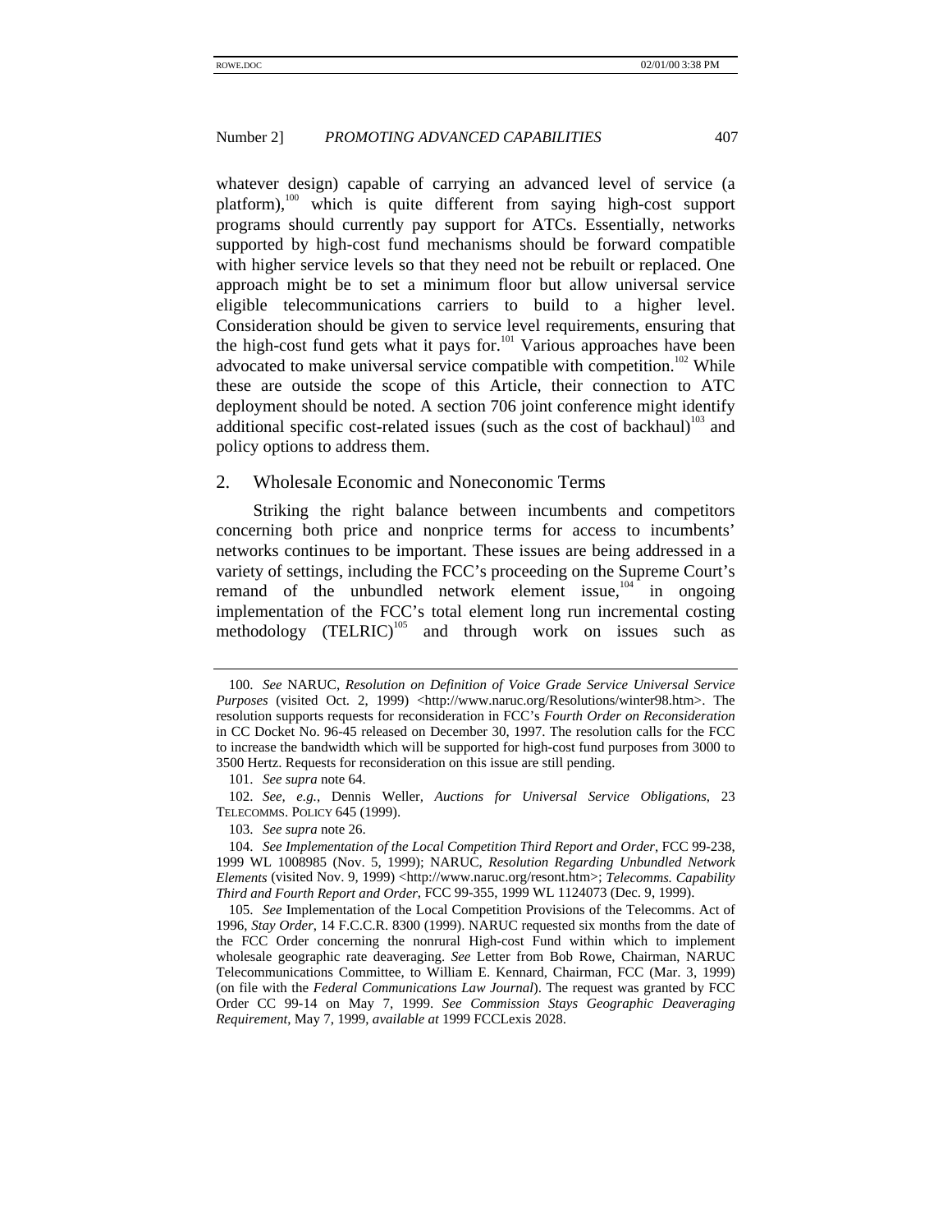whatever design) capable of carrying an advanced level of service (a platform),[100] which is quite different from saying high-cost support programs should currently pay support for ATCs. Essentially, networks supported by high-cost fund mechanisms should be forward compatible with higher service levels so that they need not be rebuilt or replaced. One approach might be to set a minimum floor but allow universal service eligible telecommunications carriers to build to a higher level. Consideration should be given to service level requirements, ensuring that the high-cost fund gets what it pays for.[101] Various approaches have been advocated to make universal service compatible with competition.[102] While these are outside the scope of this Article, their connection to ATC deployment should be noted. A section 706 joint conference might identify additional specific cost-related issues (such as the cost of backhaul)[103] and policy options to address them.

### 2. Wholesale Economic and Noneconomic Terms

Striking the right balance between incumbents and competitors concerning both price and nonprice terms for access to incumbents' networks continues to be important. These issues are being addressed in a variety of settings, including the FCC's proceeding on the Supreme Court's remand of the unbundled network element issue,[104] in ongoing implementation of the FCC's total element long run incremental costing methodology (TELRIC)[105] and through work on issues such as

---

100. *See* NARUC, *Resolution on Definition of Voice Grade Service Universal Service Purposes* (visited Oct. 2, 1999) <http://www.naruc.org/Resolutions/winter98.htm>. The resolution supports requests for reconsideration in FCC's *Fourth Order on Reconsideration* in CC Docket No. 96-45 released on December 30, 1997. The resolution calls for the FCC to increase the bandwidth which will be supported for high-cost fund purposes from 3000 to 3500 Hertz. Requests for reconsideration on this issue are still pending.

101. *See supra* note 64.

102. *See, e.g.*, Dennis Weller, *Auctions for Universal Service Obligations*, 23 TELECOMMS. POLICY 645 (1999).

103. *See supra* note 26.

104. *See Implementation of the Local Competition Third Report and Order*, FCC 99-238, 1999 WL 1008985 (Nov. 5, 1999); NARUC, *Resolution Regarding Unbundled Network Elements* (visited Nov. 9, 1999) <http://www.naruc.org/resont.htm>; *Telecomms. Capability Third and Fourth Report and Order*, FCC 99-355, 1999 WL 1124073 (Dec. 9, 1999).

105. *See* Implementation of the Local Competition Provisions of the Telecomms. Act of 1996, *Stay Order*, 14 F.C.C.R. 8300 (1999). NARUC requested six months from the date of the FCC Order concerning the nonrural High-cost Fund within which to implement wholesale geographic rate deaveraging. *See* Letter from Bob Rowe, Chairman, NARUC Telecommunications Committee, to William E. Kennard, Chairman, FCC (Mar. 3, 1999) (on file with the *Federal Communications Law Journal*). The request was granted by FCC Order CC 99-14 on May 7, 1999. *See Commission Stays Geographic Deaveraging Requirement*, May 7, 1999, *available at* 1999 FCCLexis 2028.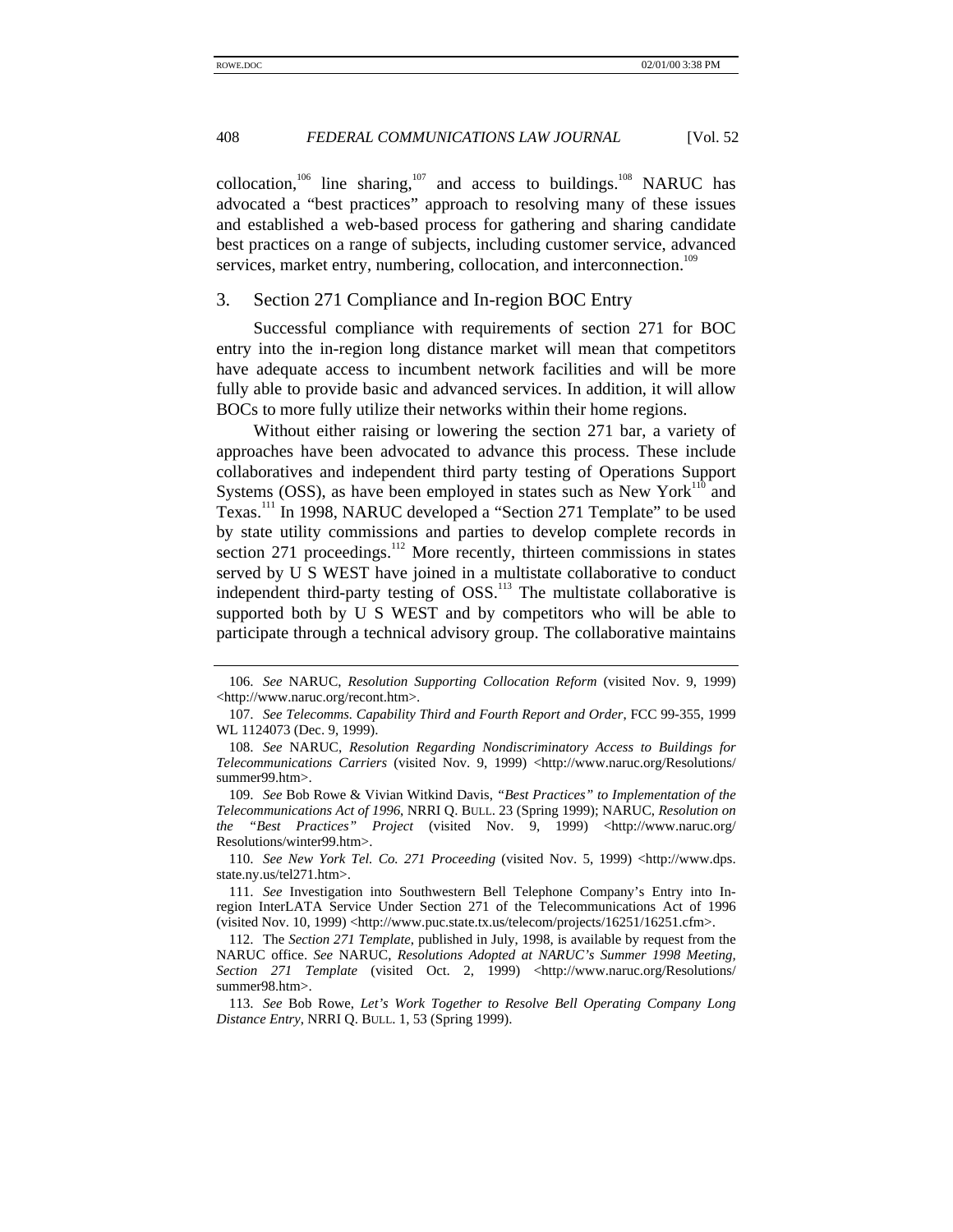collocation,[106] line sharing,[107] and access to buildings.[108] NARUC has advocated a "best practices" approach to resolving many of these issues and established a web-based process for gathering and sharing candidate best practices on a range of subjects, including customer service, advanced services, market entry, numbering, collocation, and interconnection.[109]

### 3. Section 271 Compliance and In-region BOC Entry

Successful compliance with requirements of section 271 for BOC entry into the in-region long distance market will mean that competitors have adequate access to incumbent network facilities and will be more fully able to provide basic and advanced services. In addition, it will allow BOCs to more fully utilize their networks within their home regions.

Without either raising or lowering the section 271 bar, a variety of approaches have been advocated to advance this process. These include collaboratives and independent third party testing of Operations Support Systems (OSS), as have been employed in states such as New York[110] and Texas.[111] In 1998, NARUC developed a "Section 271 Template" to be used by state utility commissions and parties to develop complete records in section 271 proceedings.[112] More recently, thirteen commissions in states served by U S WEST have joined in a multistate collaborative to conduct independent third-party testing of OSS.[113] The multistate collaborative is supported both by U S WEST and by competitors who will be able to participate through a technical advisory group. The collaborative maintains

---

106. *See* NARUC, *Resolution Supporting Collocation Reform* (visited Nov. 9, 1999) <http://www.naruc.org/recont.htm>.

107. *See Telecomms. Capability Third and Fourth Report and Order*, FCC 99-355, 1999 WL 1124073 (Dec. 9, 1999).

108. *See* NARUC, *Resolution Regarding Nondiscriminatory Access to Buildings for Telecommunications Carriers* (visited Nov. 9, 1999) <http://www.naruc.org/Resolutions/summer99.htm>.

109. *See* Bob Rowe & Vivian Witkind Davis, *"Best Practices" to Implementation of the Telecommunications Act of 1996*, NRRI Q. BULL. 23 (Spring 1999); NARUC, *Resolution on the "Best Practices" Project* (visited Nov. 9, 1999) <http://www.naruc.org/Resolutions/winter99.htm>.

110. *See New York Tel. Co. 271 Proceeding* (visited Nov. 5, 1999) <http://www.dps.state.ny.us/tel271.htm>.

111. *See* Investigation into Southwestern Bell Telephone Company's Entry into In-region InterLATA Service Under Section 271 of the Telecommunications Act of 1996 (visited Nov. 10, 1999) <http://www.puc.state.tx.us/telecom/projects/16251/16251.cfm>.

112. The *Section 271 Template*, published in July, 1998, is available by request from the NARUC office. *See* NARUC, *Resolutions Adopted at NARUC's Summer 1998 Meeting, Section 271 Template* (visited Oct. 2, 1999) <http://www.naruc.org/Resolutions/summer98.htm>.

113. *See* Bob Rowe, *Let's Work Together to Resolve Bell Operating Company Long Distance Entry*, NRRI Q. BULL. 1, 53 (Spring 1999).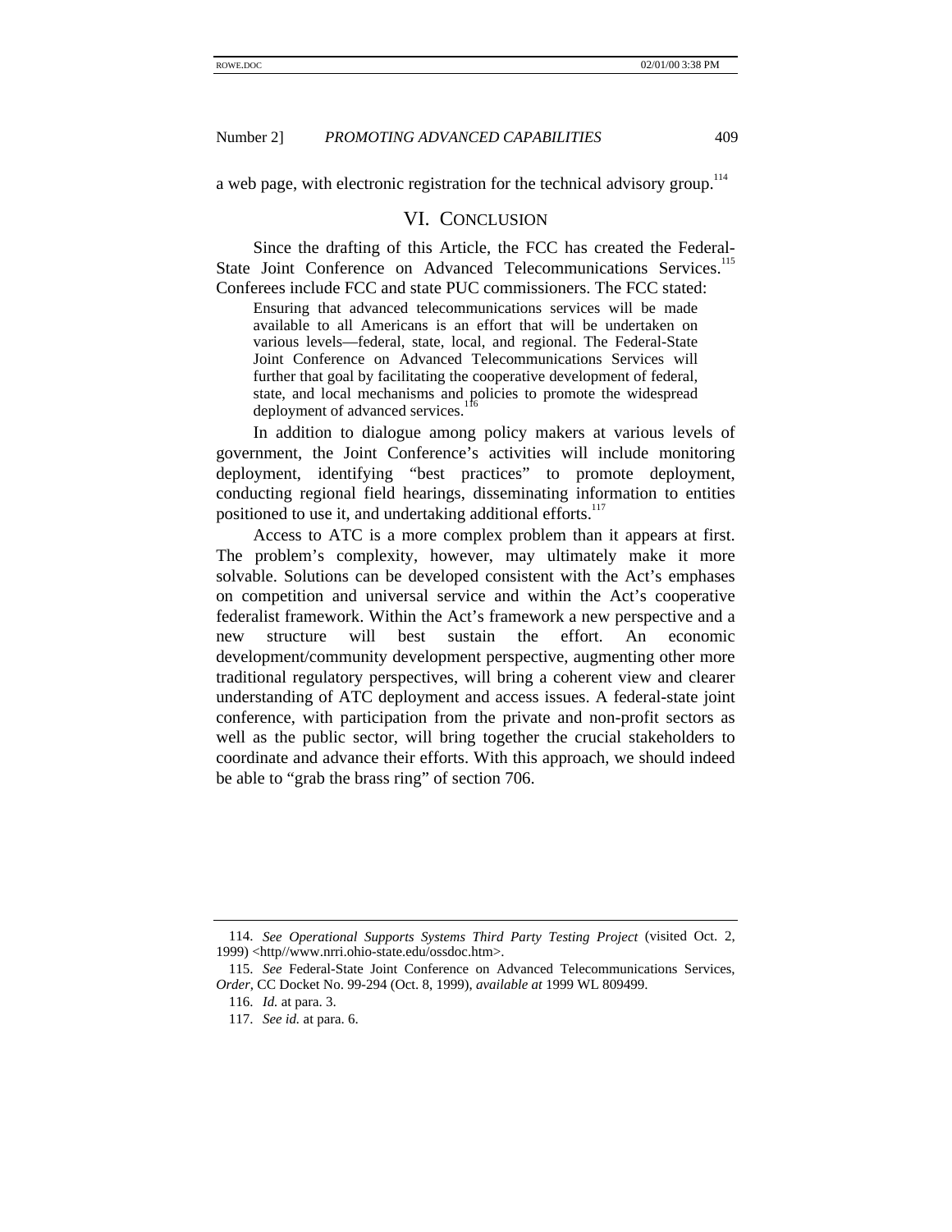a web page, with electronic registration for the technical advisory group.[114]

## VI. CONCLUSION

Since the drafting of this Article, the FCC has created the Federal-State Joint Conference on Advanced Telecommunications Services.[115] Conferees include FCC and state PUC commissioners. The FCC stated:

> Ensuring that advanced telecommunications services will be made available to all Americans is an effort that will be undertaken on various levels—federal, state, local, and regional. The Federal-State Joint Conference on Advanced Telecommunications Services will further that goal by facilitating the cooperative development of federal, state, and local mechanisms and policies to promote the widespread deployment of advanced services.[116]

In addition to dialogue among policy makers at various levels of government, the Joint Conference's activities will include monitoring deployment, identifying "best practices" to promote deployment, conducting regional field hearings, disseminating information to entities positioned to use it, and undertaking additional efforts.[117]

Access to ATC is a more complex problem than it appears at first. The problem's complexity, however, may ultimately make it more solvable. Solutions can be developed consistent with the Act's emphases on competition and universal service and within the Act's cooperative federalist framework. Within the Act's framework a new perspective and a new structure will best sustain the effort. An economic development/community development perspective, augmenting other more traditional regulatory perspectives, will bring a coherent view and clearer understanding of ATC deployment and access issues. A federal-state joint conference, with participation from the private and non-profit sectors as well as the public sector, will bring together the crucial stakeholders to coordinate and advance their efforts. With this approach, we should indeed be able to "grab the brass ring" of section 706.

---

114. *See Operational Supports Systems Third Party Testing Project* (visited Oct. 2, 1999) <http//www.nrri.ohio-state.edu/ossdoc.htm>.

115. *See* Federal-State Joint Conference on Advanced Telecommunications Services, *Order*, CC Docket No. 99-294 (Oct. 8, 1999), *available at* 1999 WL 809499.

116. *Id.* at para. 3.

117. *See id.* at para. 6.